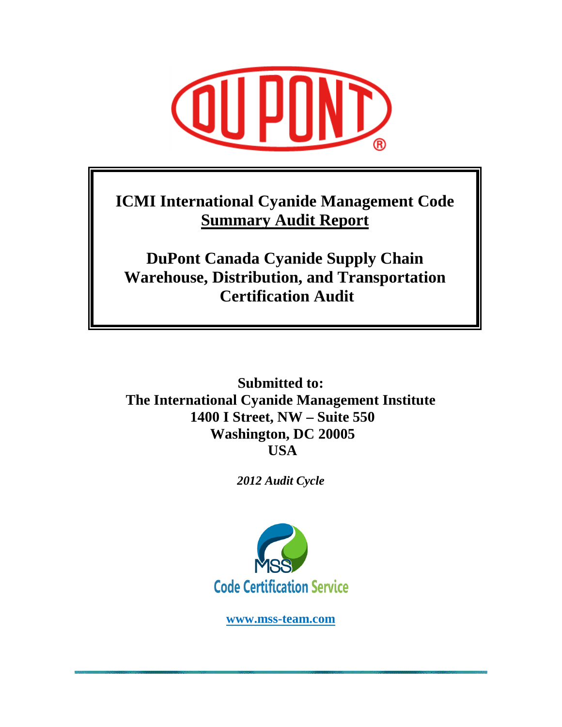# ICMI International Cyanide Management Code
## Summary Audit Report

## DuPont Canada Cyanide Supply Chain Warehouse, Distribution, and Transportation Certification Audit

**Submitted to:**
**The International Cyanide Management Institute**
**1400 I Street, NW – Suite 550**
**Washington, DC 20005**
**USA**

*2012 Audit Cycle*

MSS Code Certification Service

**www.mss-team.com**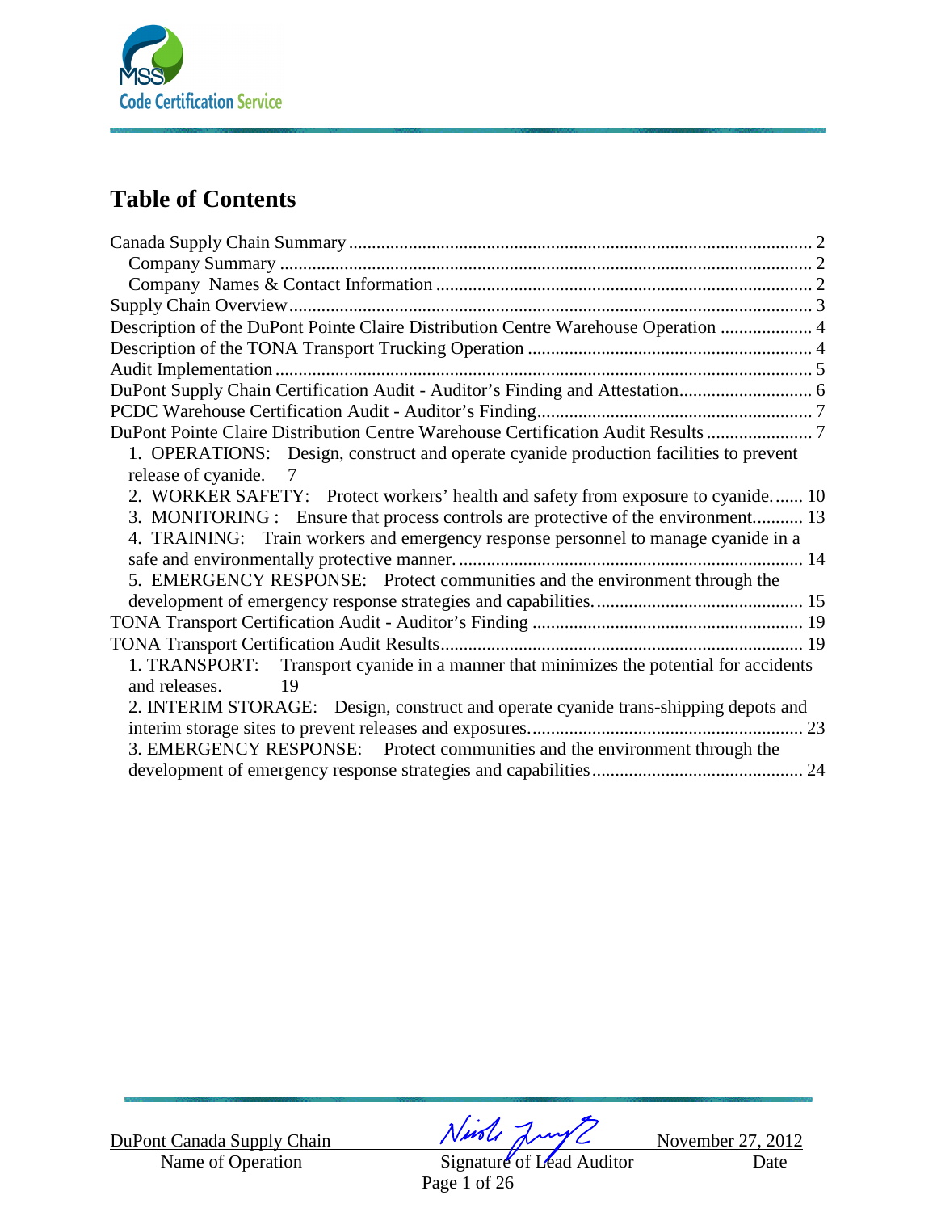# Table of Contents

Canada Supply Chain Summary ........ 2
- Company Summary ........ 2
- Company Names & Contact Information ........ 2

Supply Chain Overview ........ 3

Description of the DuPont Pointe Claire Distribution Centre Warehouse Operation ........ 4

Description of the TONA Transport Trucking Operation ........ 4

Audit Implementation ........ 5

DuPont Supply Chain Certification Audit - Auditor's Finding and Attestation ........ 6

PCDC Warehouse Certification Audit - Auditor's Finding ........ 7

DuPont Pointe Claire Distribution Centre Warehouse Certification Audit Results ........ 7
1. OPERATIONS: Design, construct and operate cyanide production facilities to prevent release of cyanide. 7
2. WORKER SAFETY: Protect workers' health and safety from exposure to cyanide. ........ 10
3. MONITORING : Ensure that process controls are protective of the environment. ........ 13
4. TRAINING: Train workers and emergency response personnel to manage cyanide in a safe and environmentally protective manner. ........ 14
5. EMERGENCY RESPONSE: Protect communities and the environment through the development of emergency response strategies and capabilities. ........ 15

TONA Transport Certification Audit - Auditor's Finding ........ 19

TONA Transport Certification Audit Results ........ 19
1. TRANSPORT: Transport cyanide in a manner that minimizes the potential for accidents and releases. 19
2. INTERIM STORAGE: Design, construct and operate cyanide trans-shipping depots and interim storage sites to prevent releases and exposures. ........ 23
3. EMERGENCY RESPONSE: Protect communities and the environment through the development of emergency response strategies and capabilities ........ 24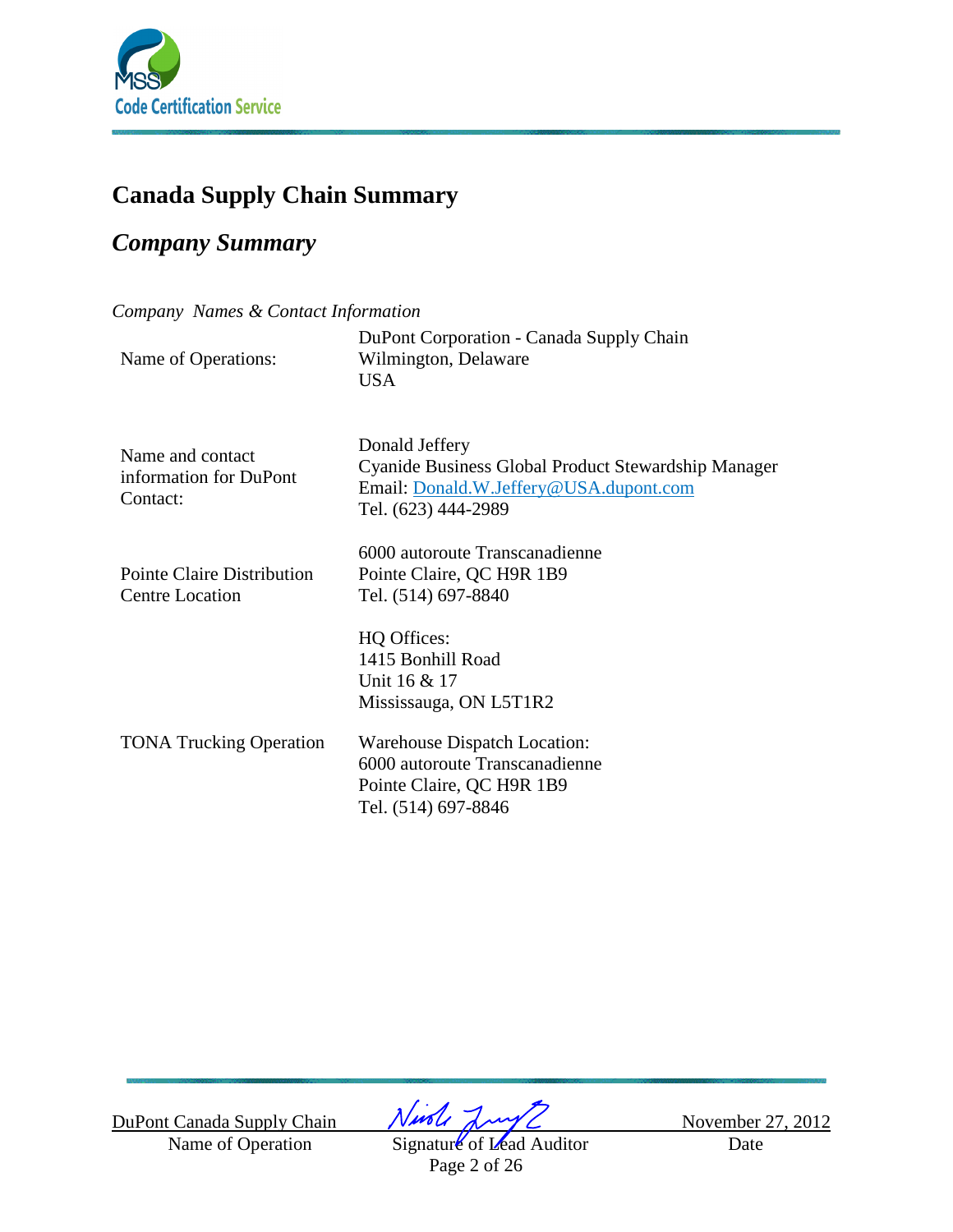# Canada Supply Chain Summary

## *Company Summary*

*Company Names & Contact Information*

| | |
|---|---|
| Name of Operations: | DuPont Corporation - Canada Supply Chain<br>Wilmington, Delaware<br>USA |
| Name and contact information for DuPont Contact: | Donald Jeffery<br>Cyanide Business Global Product Stewardship Manager<br>Email: Donald.W.Jeffery@USA.dupont.com<br>Tel. (623) 444-2989 |
| Pointe Claire Distribution Centre Location | 6000 autoroute Transcanadienne<br>Pointe Claire, QC H9R 1B9<br>Tel. (514) 697-8840<br><br>HQ Offices:<br>1415 Bonhill Road<br>Unit 16 & 17<br>Mississauga, ON L5T1R2 |
| TONA Trucking Operation | Warehouse Dispatch Location:<br>6000 autoroute Transcanadienne<br>Pointe Claire, QC H9R 1B9<br>Tel. (514) 697-8846 |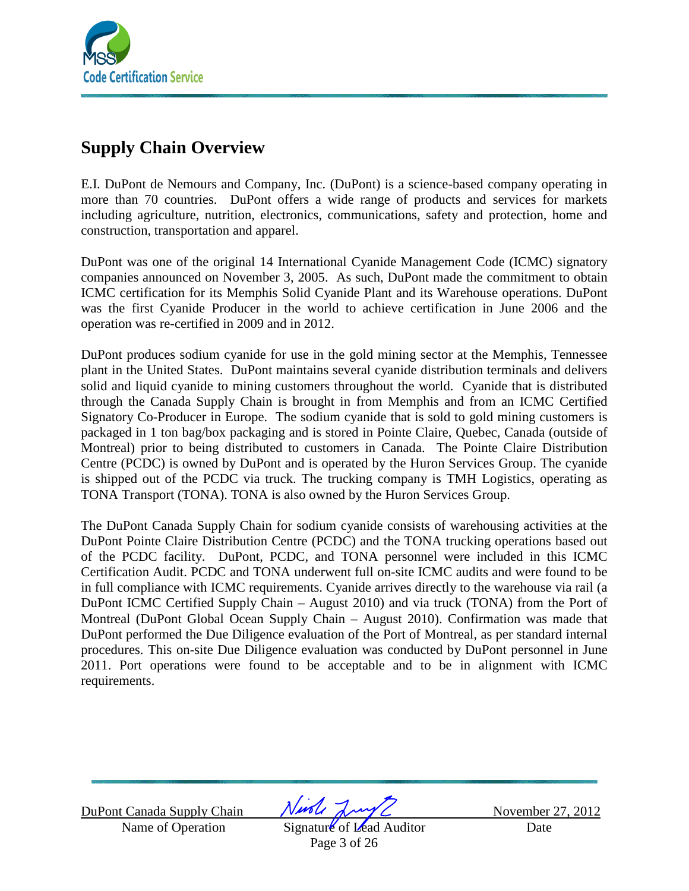## Supply Chain Overview

E.I. DuPont de Nemours and Company, Inc. (DuPont) is a science-based company operating in more than 70 countries. DuPont offers a wide range of products and services for markets including agriculture, nutrition, electronics, communications, safety and protection, home and construction, transportation and apparel.

DuPont was one of the original 14 International Cyanide Management Code (ICMC) signatory companies announced on November 3, 2005. As such, DuPont made the commitment to obtain ICMC certification for its Memphis Solid Cyanide Plant and its Warehouse operations. DuPont was the first Cyanide Producer in the world to achieve certification in June 2006 and the operation was re-certified in 2009 and in 2012.

DuPont produces sodium cyanide for use in the gold mining sector at the Memphis, Tennessee plant in the United States. DuPont maintains several cyanide distribution terminals and delivers solid and liquid cyanide to mining customers throughout the world. Cyanide that is distributed through the Canada Supply Chain is brought in from Memphis and from an ICMC Certified Signatory Co-Producer in Europe. The sodium cyanide that is sold to gold mining customers is packaged in 1 ton bag/box packaging and is stored in Pointe Claire, Quebec, Canada (outside of Montreal) prior to being distributed to customers in Canada. The Pointe Claire Distribution Centre (PCDC) is owned by DuPont and is operated by the Huron Services Group. The cyanide is shipped out of the PCDC via truck. The trucking company is TMH Logistics, operating as TONA Transport (TONA). TONA is also owned by the Huron Services Group.

The DuPont Canada Supply Chain for sodium cyanide consists of warehousing activities at the DuPont Pointe Claire Distribution Centre (PCDC) and the TONA trucking operations based out of the PCDC facility. DuPont, PCDC, and TONA personnel were included in this ICMC Certification Audit. PCDC and TONA underwent full on-site ICMC audits and were found to be in full compliance with ICMC requirements. Cyanide arrives directly to the warehouse via rail (a DuPont ICMC Certified Supply Chain – August 2010) and via truck (TONA) from the Port of Montreal (DuPont Global Ocean Supply Chain – August 2010). Confirmation was made that DuPont performed the Due Diligence evaluation of the Port of Montreal, as per standard internal procedures. This on-site Due Diligence evaluation was conducted by DuPont personnel in June 2011. Port operations were found to be acceptable and to be in alignment with ICMC requirements.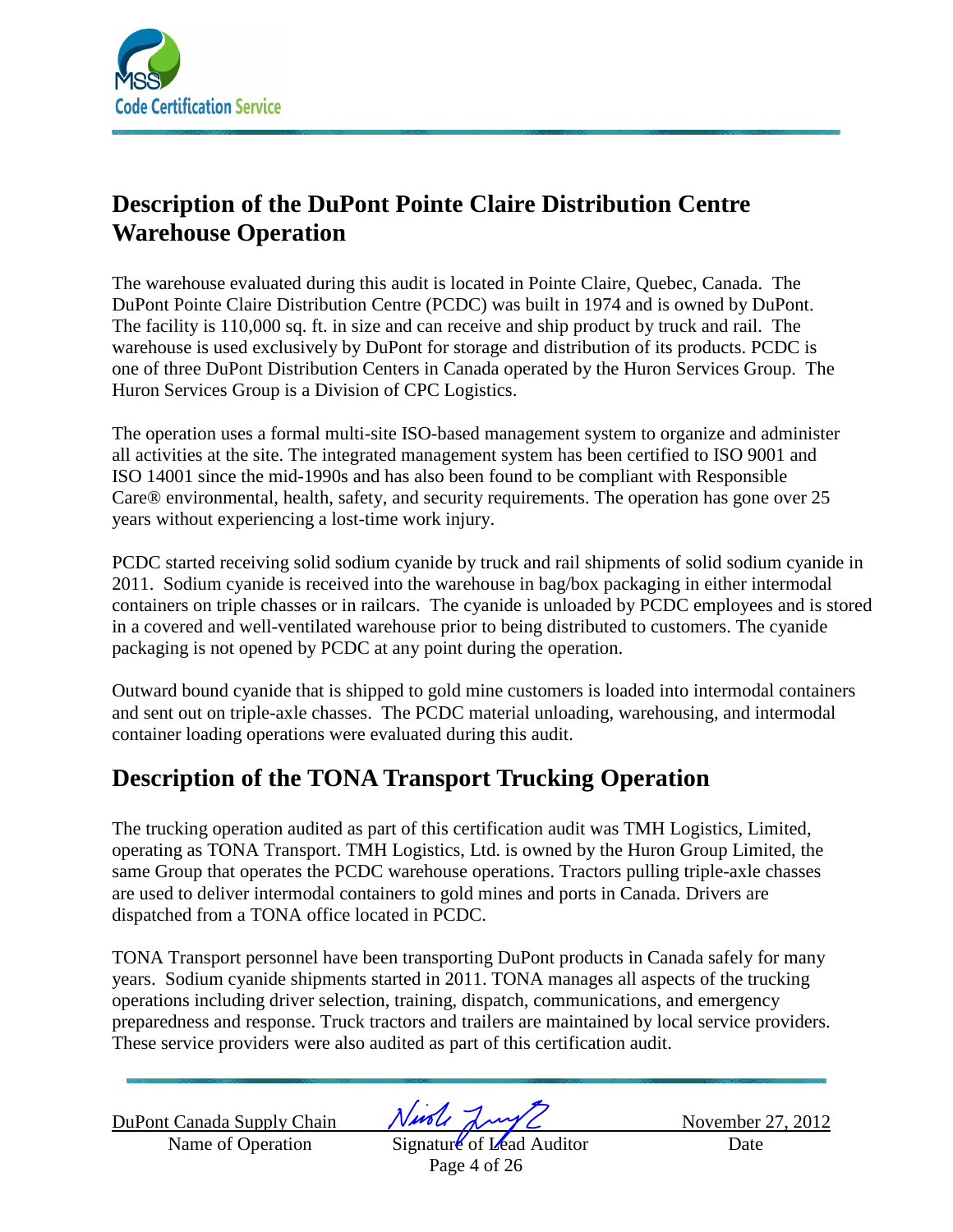## Description of the DuPont Pointe Claire Distribution Centre Warehouse Operation

The warehouse evaluated during this audit is located in Pointe Claire, Quebec, Canada. The DuPont Pointe Claire Distribution Centre (PCDC) was built in 1974 and is owned by DuPont. The facility is 110,000 sq. ft. in size and can receive and ship product by truck and rail. The warehouse is used exclusively by DuPont for storage and distribution of its products. PCDC is one of three DuPont Distribution Centers in Canada operated by the Huron Services Group. The Huron Services Group is a Division of CPC Logistics.

The operation uses a formal multi-site ISO-based management system to organize and administer all activities at the site. The integrated management system has been certified to ISO 9001 and ISO 14001 since the mid-1990s and has also been found to be compliant with Responsible Care® environmental, health, safety, and security requirements. The operation has gone over 25 years without experiencing a lost-time work injury.

PCDC started receiving solid sodium cyanide by truck and rail shipments of solid sodium cyanide in 2011. Sodium cyanide is received into the warehouse in bag/box packaging in either intermodal containers on triple chasses or in railcars. The cyanide is unloaded by PCDC employees and is stored in a covered and well-ventilated warehouse prior to being distributed to customers. The cyanide packaging is not opened by PCDC at any point during the operation.

Outward bound cyanide that is shipped to gold mine customers is loaded into intermodal containers and sent out on triple-axle chasses. The PCDC material unloading, warehousing, and intermodal container loading operations were evaluated during this audit.

## Description of the TONA Transport Trucking Operation

The trucking operation audited as part of this certification audit was TMH Logistics, Limited, operating as TONA Transport. TMH Logistics, Ltd. is owned by the Huron Group Limited, the same Group that operates the PCDC warehouse operations. Tractors pulling triple-axle chasses are used to deliver intermodal containers to gold mines and ports in Canada. Drivers are dispatched from a TONA office located in PCDC.

TONA Transport personnel have been transporting DuPont products in Canada safely for many years. Sodium cyanide shipments started in 2011. TONA manages all aspects of the trucking operations including driver selection, training, dispatch, communications, and emergency preparedness and response. Truck tractors and trailers are maintained by local service providers. These service providers were also audited as part of this certification audit.

| DuPont Canada Supply Chain | *[signature]* | November 27, 2012 |
|---|---|---|
| Name of Operation | Signature of Lead Auditor | Date |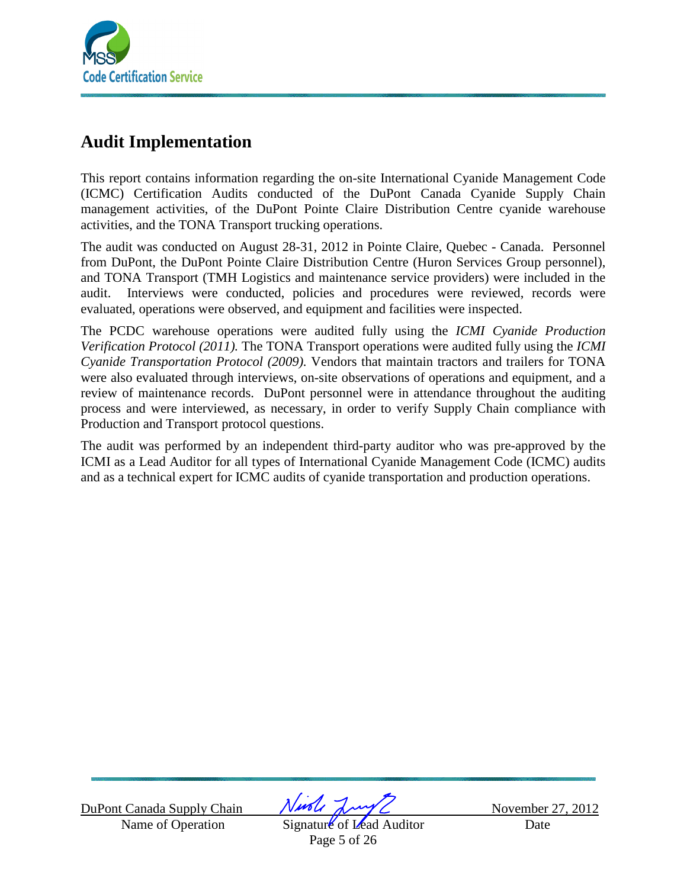## Audit Implementation

This report contains information regarding the on-site International Cyanide Management Code (ICMC) Certification Audits conducted of the DuPont Canada Cyanide Supply Chain management activities, of the DuPont Pointe Claire Distribution Centre cyanide warehouse activities, and the TONA Transport trucking operations.

The audit was conducted on August 28-31, 2012 in Pointe Claire, Quebec - Canada. Personnel from DuPont, the DuPont Pointe Claire Distribution Centre (Huron Services Group personnel), and TONA Transport (TMH Logistics and maintenance service providers) were included in the audit. Interviews were conducted, policies and procedures were reviewed, records were evaluated, operations were observed, and equipment and facilities were inspected.

The PCDC warehouse operations were audited fully using the *ICMI Cyanide Production Verification Protocol (2011).* The TONA Transport operations were audited fully using the *ICMI Cyanide Transportation Protocol (2009).* Vendors that maintain tractors and trailers for TONA were also evaluated through interviews, on-site observations of operations and equipment, and a review of maintenance records. DuPont personnel were in attendance throughout the auditing process and were interviewed, as necessary, in order to verify Supply Chain compliance with Production and Transport protocol questions.

The audit was performed by an independent third-party auditor who was pre-approved by the ICMI as a Lead Auditor for all types of International Cyanide Management Code (ICMC) audits and as a technical expert for ICMC audits of cyanide transportation and production operations.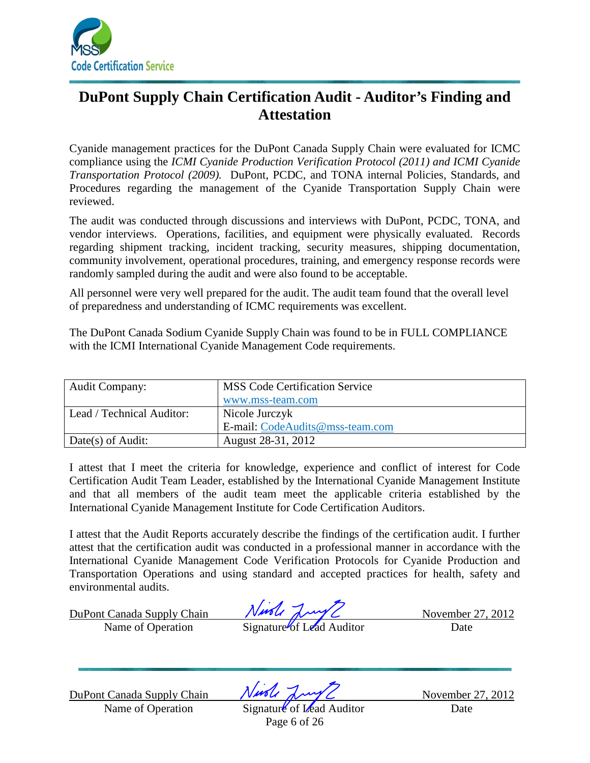# DuPont Supply Chain Certification Audit - Auditor's Finding and Attestation

Cyanide management practices for the DuPont Canada Supply Chain were evaluated for ICMC compliance using the *ICMI Cyanide Production Verification Protocol (2011) and ICMI Cyanide Transportation Protocol (2009).* DuPont, PCDC, and TONA internal Policies, Standards, and Procedures regarding the management of the Cyanide Transportation Supply Chain were reviewed.

The audit was conducted through discussions and interviews with DuPont, PCDC, TONA, and vendor interviews. Operations, facilities, and equipment were physically evaluated. Records regarding shipment tracking, incident tracking, security measures, shipping documentation, community involvement, operational procedures, training, and emergency response records were randomly sampled during the audit and were also found to be acceptable.

All personnel were very well prepared for the audit. The audit team found that the overall level of preparedness and understanding of ICMC requirements was excellent.

The DuPont Canada Sodium Cyanide Supply Chain was found to be in FULL COMPLIANCE with the ICMI International Cyanide Management Code requirements.

| Audit Company: | MSS Code Certification Service<br>www.mss-team.com |
|---|---|
| Lead / Technical Auditor: | Nicole Jurczyk<br>E-mail: CodeAudits@mss-team.com |
| Date(s) of Audit: | August 28-31, 2012 |

I attest that I meet the criteria for knowledge, experience and conflict of interest for Code Certification Audit Team Leader, established by the International Cyanide Management Institute and that all members of the audit team meet the applicable criteria established by the International Cyanide Management Institute for Code Certification Auditors.

I attest that the Audit Reports accurately describe the findings of the certification audit. I further attest that the certification audit was conducted in a professional manner in accordance with the International Cyanide Management Code Verification Protocols for Cyanide Production and Transportation Operations and using standard and accepted practices for health, safety and environmental audits.

| DuPont Canada Supply Chain | *(signature)* | November 27, 2012 |
|---|---|---|
| Name of Operation | Signature of Lead Auditor | Date |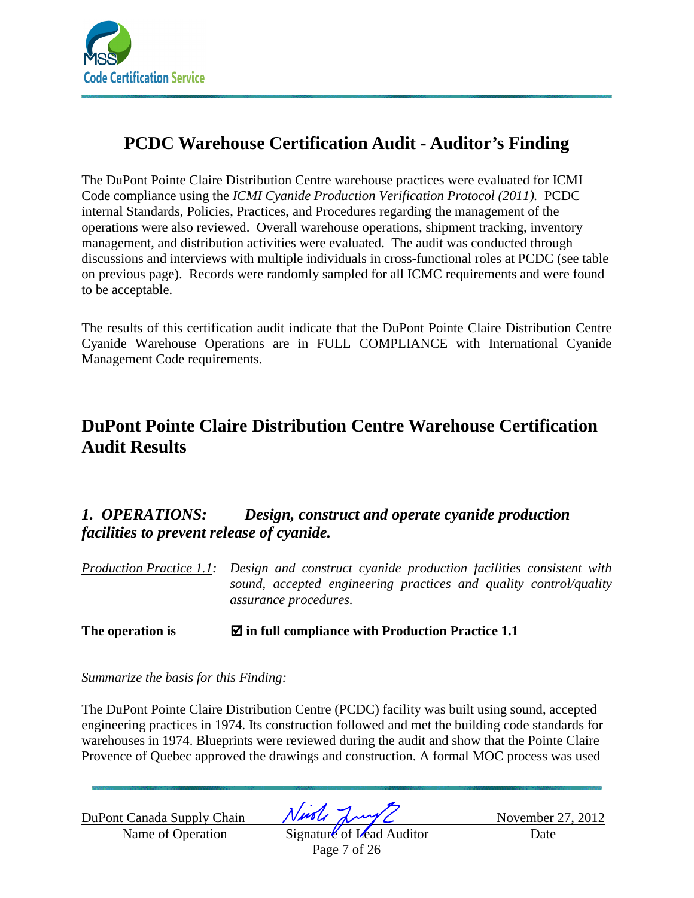## PCDC Warehouse Certification Audit - Auditor's Finding

The DuPont Pointe Claire Distribution Centre warehouse practices were evaluated for ICMI Code compliance using the *ICMI Cyanide Production Verification Protocol (2011).* PCDC internal Standards, Policies, Practices, and Procedures regarding the management of the operations were also reviewed. Overall warehouse operations, shipment tracking, inventory management, and distribution activities were evaluated. The audit was conducted through discussions and interviews with multiple individuals in cross-functional roles at PCDC (see table on previous page). Records were randomly sampled for all ICMC requirements and were found to be acceptable.

The results of this certification audit indicate that the DuPont Pointe Claire Distribution Centre Cyanide Warehouse Operations are in FULL COMPLIANCE with International Cyanide Management Code requirements.

## DuPont Pointe Claire Distribution Centre Warehouse Certification Audit Results

### *1. OPERATIONS: Design, construct and operate cyanide production facilities to prevent release of cyanide.*

*Production Practice 1.1: Design and construct cyanide production facilities consistent with sound, accepted engineering practices and quality control/quality assurance procedures.*

**The operation is ☑ in full compliance with Production Practice 1.1**

*Summarize the basis for this Finding:*

The DuPont Pointe Claire Distribution Centre (PCDC) facility was built using sound, accepted engineering practices in 1974. Its construction followed and met the building code standards for warehouses in 1974. Blueprints were reviewed during the audit and show that the Pointe Claire Provence of Quebec approved the drawings and construction. A formal MOC process was used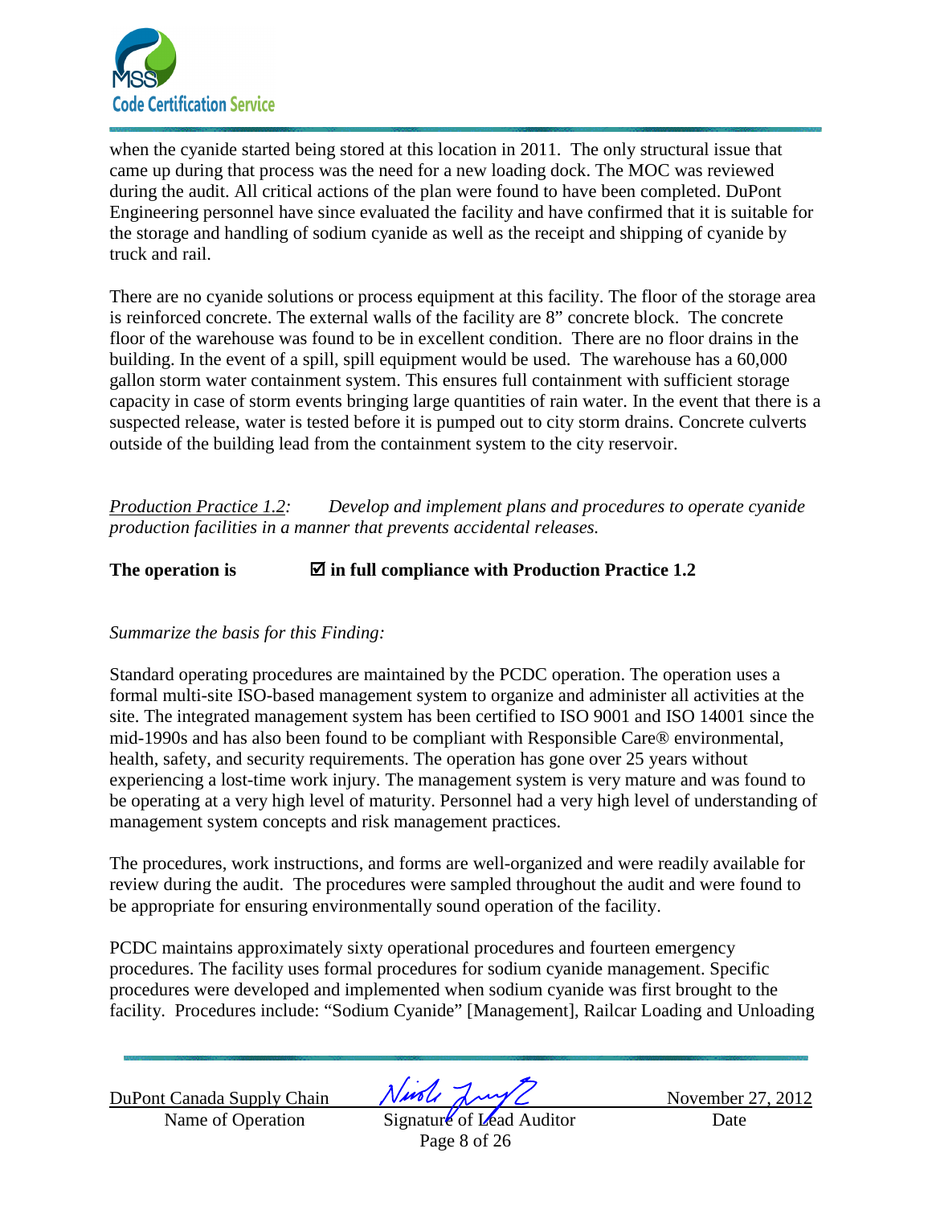when the cyanide started being stored at this location in 2011. The only structural issue that came up during that process was the need for a new loading dock. The MOC was reviewed during the audit. All critical actions of the plan were found to have been completed. DuPont Engineering personnel have since evaluated the facility and have confirmed that it is suitable for the storage and handling of sodium cyanide as well as the receipt and shipping of cyanide by truck and rail.

There are no cyanide solutions or process equipment at this facility. The floor of the storage area is reinforced concrete. The external walls of the facility are 8" concrete block. The concrete floor of the warehouse was found to be in excellent condition. There are no floor drains in the building. In the event of a spill, spill equipment would be used. The warehouse has a 60,000 gallon storm water containment system. This ensures full containment with sufficient storage capacity in case of storm events bringing large quantities of rain water. In the event that there is a suspected release, water is tested before it is pumped out to city storm drains. Concrete culverts outside of the building lead from the containment system to the city reservoir.

*Production Practice 1.2: Develop and implement plans and procedures to operate cyanide production facilities in a manner that prevents accidental releases.*

**The operation is ☑ in full compliance with Production Practice 1.2**

*Summarize the basis for this Finding:*

Standard operating procedures are maintained by the PCDC operation. The operation uses a formal multi-site ISO-based management system to organize and administer all activities at the site. The integrated management system has been certified to ISO 9001 and ISO 14001 since the mid-1990s and has also been found to be compliant with Responsible Care® environmental, health, safety, and security requirements. The operation has gone over 25 years without experiencing a lost-time work injury. The management system is very mature and was found to be operating at a very high level of maturity. Personnel had a very high level of understanding of management system concepts and risk management practices.

The procedures, work instructions, and forms are well-organized and were readily available for review during the audit. The procedures were sampled throughout the audit and were found to be appropriate for ensuring environmentally sound operation of the facility.

PCDC maintains approximately sixty operational procedures and fourteen emergency procedures. The facility uses formal procedures for sodium cyanide management. Specific procedures were developed and implemented when sodium cyanide was first brought to the facility. Procedures include: "Sodium Cyanide" [Management], Railcar Loading and Unloading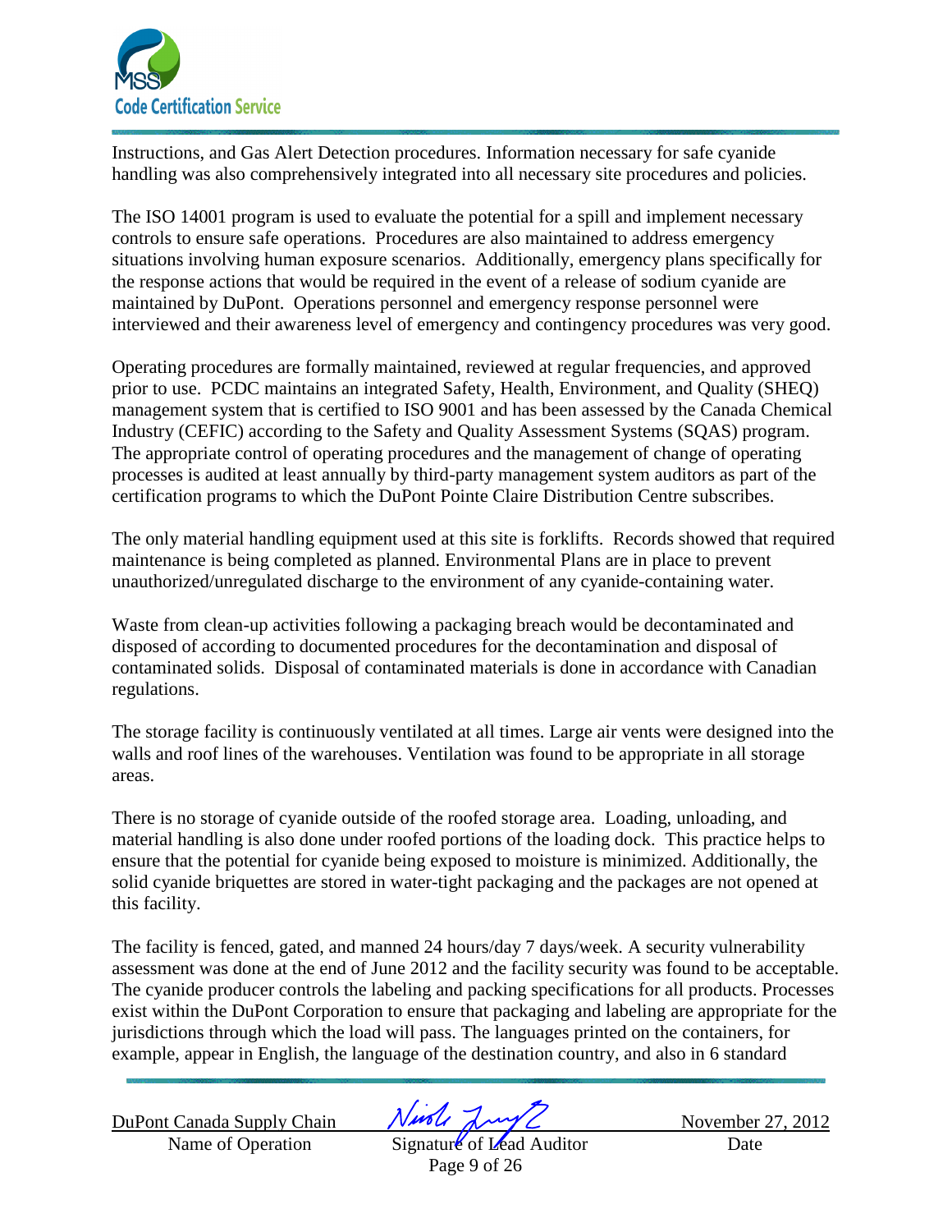Instructions, and Gas Alert Detection procedures. Information necessary for safe cyanide handling was also comprehensively integrated into all necessary site procedures and policies.

The ISO 14001 program is used to evaluate the potential for a spill and implement necessary controls to ensure safe operations. Procedures are also maintained to address emergency situations involving human exposure scenarios. Additionally, emergency plans specifically for the response actions that would be required in the event of a release of sodium cyanide are maintained by DuPont. Operations personnel and emergency response personnel were interviewed and their awareness level of emergency and contingency procedures was very good.

Operating procedures are formally maintained, reviewed at regular frequencies, and approved prior to use. PCDC maintains an integrated Safety, Health, Environment, and Quality (SHEQ) management system that is certified to ISO 9001 and has been assessed by the Canada Chemical Industry (CEFIC) according to the Safety and Quality Assessment Systems (SQAS) program. The appropriate control of operating procedures and the management of change of operating processes is audited at least annually by third-party management system auditors as part of the certification programs to which the DuPont Pointe Claire Distribution Centre subscribes.

The only material handling equipment used at this site is forklifts. Records showed that required maintenance is being completed as planned. Environmental Plans are in place to prevent unauthorized/unregulated discharge to the environment of any cyanide-containing water.

Waste from clean-up activities following a packaging breach would be decontaminated and disposed of according to documented procedures for the decontamination and disposal of contaminated solids. Disposal of contaminated materials is done in accordance with Canadian regulations.

The storage facility is continuously ventilated at all times. Large air vents were designed into the walls and roof lines of the warehouses. Ventilation was found to be appropriate in all storage areas.

There is no storage of cyanide outside of the roofed storage area. Loading, unloading, and material handling is also done under roofed portions of the loading dock. This practice helps to ensure that the potential for cyanide being exposed to moisture is minimized. Additionally, the solid cyanide briquettes are stored in water-tight packaging and the packages are not opened at this facility.

The facility is fenced, gated, and manned 24 hours/day 7 days/week. A security vulnerability assessment was done at the end of June 2012 and the facility security was found to be acceptable. The cyanide producer controls the labeling and packing specifications for all products. Processes exist within the DuPont Corporation to ensure that packaging and labeling are appropriate for the jurisdictions through which the load will pass. The languages printed on the containers, for example, appear in English, the language of the destination country, and also in 6 standard

| DuPont Canada Supply Chain | | November 27, 2012 |
|---|---|---|
| Name of Operation | Signature of Lead Auditor | Date |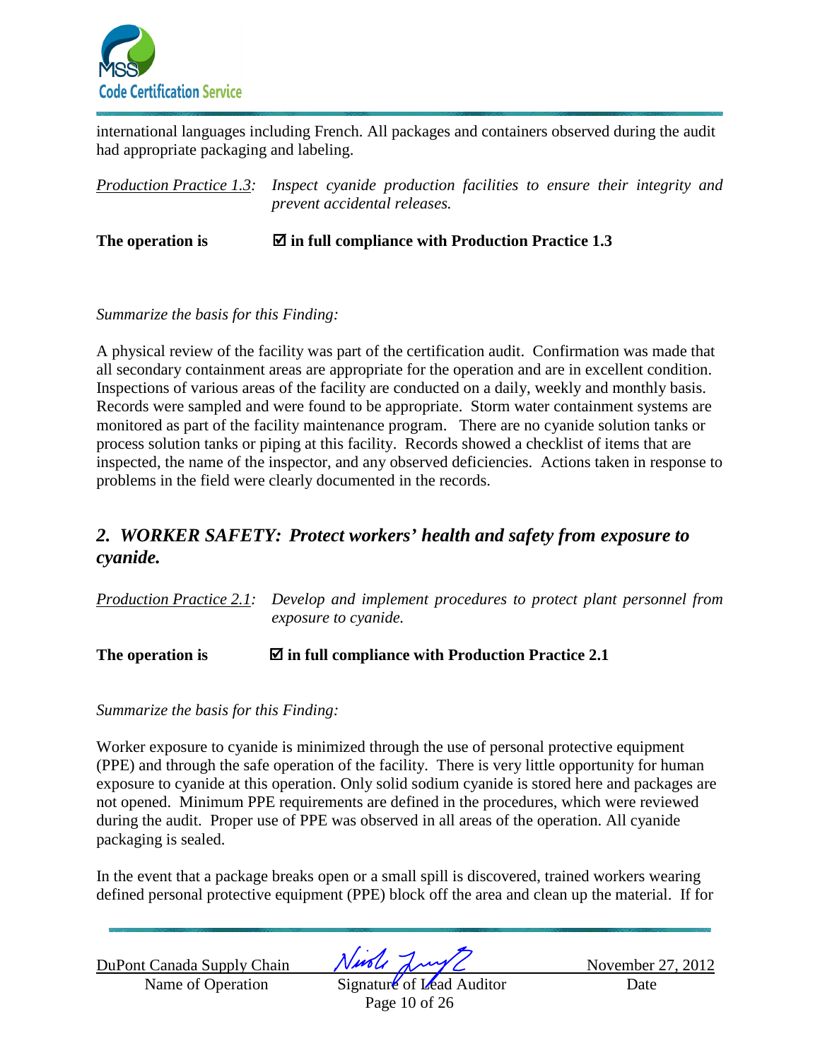international languages including French. All packages and containers observed during the audit had appropriate packaging and labeling.

*Production Practice 1.3*: *Inspect cyanide production facilities to ensure their integrity and prevent accidental releases.*

**The operation is** ☑ **in full compliance with Production Practice 1.3**

*Summarize the basis for this Finding:*

A physical review of the facility was part of the certification audit. Confirmation was made that all secondary containment areas are appropriate for the operation and are in excellent condition. Inspections of various areas of the facility are conducted on a daily, weekly and monthly basis. Records were sampled and were found to be appropriate. Storm water containment systems are monitored as part of the facility maintenance program. There are no cyanide solution tanks or process solution tanks or piping at this facility. Records showed a checklist of items that are inspected, the name of the inspector, and any observed deficiencies. Actions taken in response to problems in the field were clearly documented in the records.

## *2. WORKER SAFETY: Protect workers' health and safety from exposure to cyanide.*

*Production Practice 2.1*: *Develop and implement procedures to protect plant personnel from exposure to cyanide.*

**The operation is** ☑ **in full compliance with Production Practice 2.1**

*Summarize the basis for this Finding:*

Worker exposure to cyanide is minimized through the use of personal protective equipment (PPE) and through the safe operation of the facility. There is very little opportunity for human exposure to cyanide at this operation. Only solid sodium cyanide is stored here and packages are not opened. Minimum PPE requirements are defined in the procedures, which were reviewed during the audit. Proper use of PPE was observed in all areas of the operation. All cyanide packaging is sealed.

In the event that a package breaks open or a small spill is discovered, trained workers wearing defined personal protective equipment (PPE) block off the area and clean up the material. If for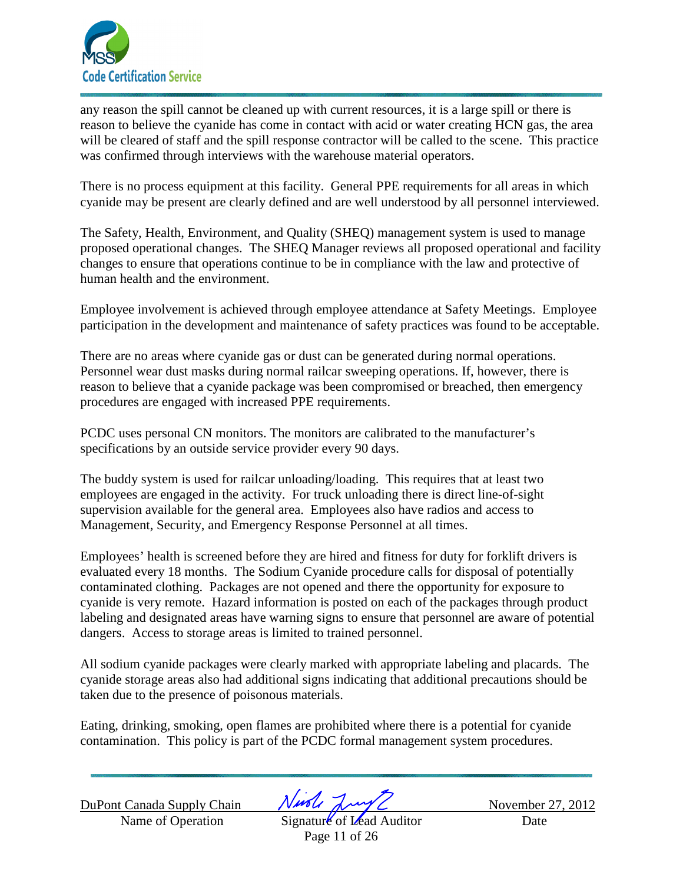any reason the spill cannot be cleaned up with current resources, it is a large spill or there is reason to believe the cyanide has come in contact with acid or water creating HCN gas, the area will be cleared of staff and the spill response contractor will be called to the scene. This practice was confirmed through interviews with the warehouse material operators.

There is no process equipment at this facility. General PPE requirements for all areas in which cyanide may be present are clearly defined and are well understood by all personnel interviewed.

The Safety, Health, Environment, and Quality (SHEQ) management system is used to manage proposed operational changes. The SHEQ Manager reviews all proposed operational and facility changes to ensure that operations continue to be in compliance with the law and protective of human health and the environment.

Employee involvement is achieved through employee attendance at Safety Meetings. Employee participation in the development and maintenance of safety practices was found to be acceptable.

There are no areas where cyanide gas or dust can be generated during normal operations. Personnel wear dust masks during normal railcar sweeping operations. If, however, there is reason to believe that a cyanide package was been compromised or breached, then emergency procedures are engaged with increased PPE requirements.

PCDC uses personal CN monitors. The monitors are calibrated to the manufacturer's specifications by an outside service provider every 90 days.

The buddy system is used for railcar unloading/loading. This requires that at least two employees are engaged in the activity. For truck unloading there is direct line-of-sight supervision available for the general area. Employees also have radios and access to Management, Security, and Emergency Response Personnel at all times.

Employees' health is screened before they are hired and fitness for duty for forklift drivers is evaluated every 18 months. The Sodium Cyanide procedure calls for disposal of potentially contaminated clothing. Packages are not opened and there the opportunity for exposure to cyanide is very remote. Hazard information is posted on each of the packages through product labeling and designated areas have warning signs to ensure that personnel are aware of potential dangers. Access to storage areas is limited to trained personnel.

All sodium cyanide packages were clearly marked with appropriate labeling and placards. The cyanide storage areas also had additional signs indicating that additional precautions should be taken due to the presence of poisonous materials.

Eating, drinking, smoking, open flames are prohibited where there is a potential for cyanide contamination. This policy is part of the PCDC formal management system procedures.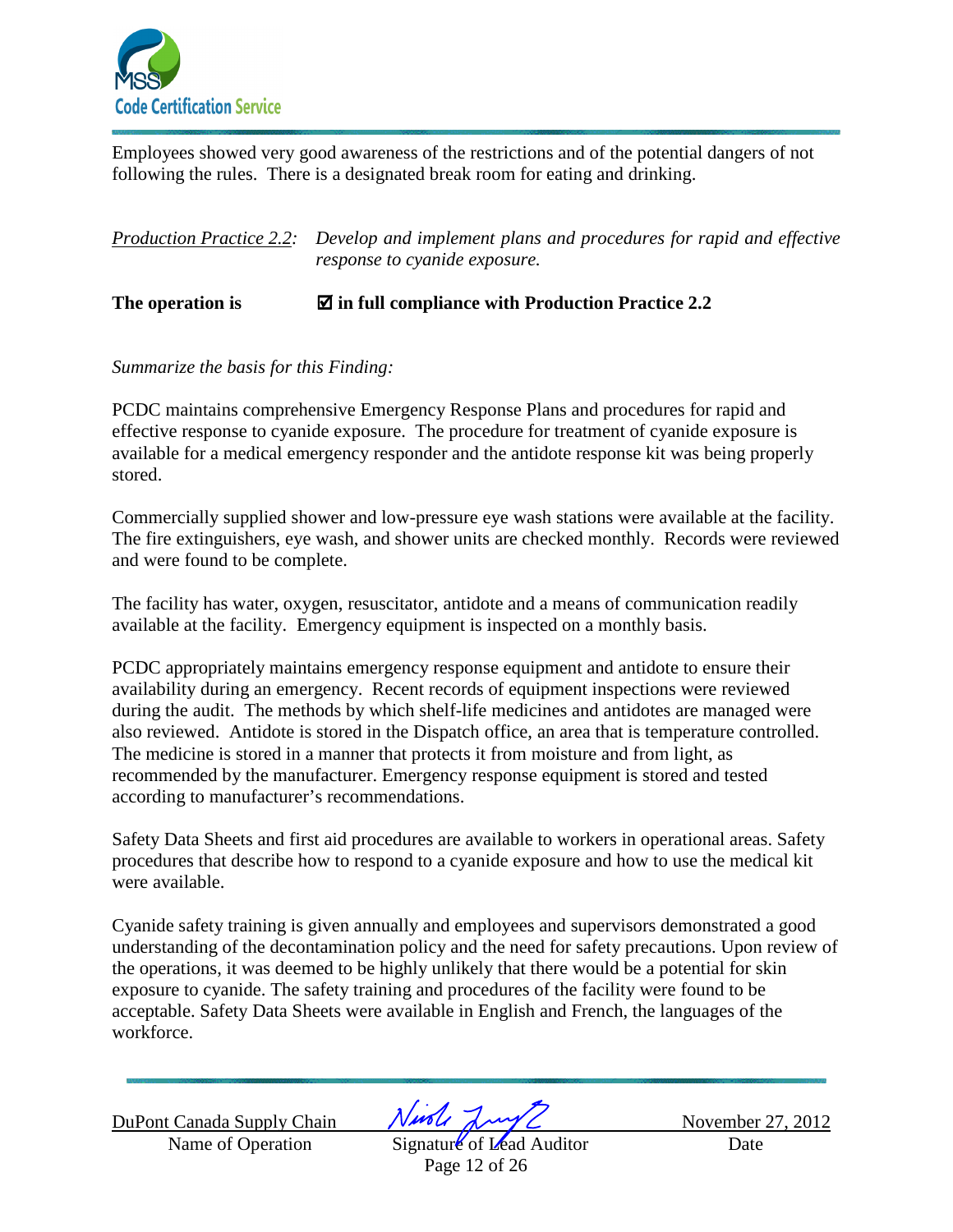Employees showed very good awareness of the restrictions and of the potential dangers of not following the rules. There is a designated break room for eating and drinking.

*Production Practice 2.2:* *Develop and implement plans and procedures for rapid and effective response to cyanide exposure.*

**The operation is** ☑ **in full compliance with Production Practice 2.2**

*Summarize the basis for this Finding:*

PCDC maintains comprehensive Emergency Response Plans and procedures for rapid and effective response to cyanide exposure. The procedure for treatment of cyanide exposure is available for a medical emergency responder and the antidote response kit was being properly stored.

Commercially supplied shower and low-pressure eye wash stations were available at the facility. The fire extinguishers, eye wash, and shower units are checked monthly. Records were reviewed and were found to be complete.

The facility has water, oxygen, resuscitator, antidote and a means of communication readily available at the facility. Emergency equipment is inspected on a monthly basis.

PCDC appropriately maintains emergency response equipment and antidote to ensure their availability during an emergency. Recent records of equipment inspections were reviewed during the audit. The methods by which shelf-life medicines and antidotes are managed were also reviewed. Antidote is stored in the Dispatch office, an area that is temperature controlled. The medicine is stored in a manner that protects it from moisture and from light, as recommended by the manufacturer. Emergency response equipment is stored and tested according to manufacturer's recommendations.

Safety Data Sheets and first aid procedures are available to workers in operational areas. Safety procedures that describe how to respond to a cyanide exposure and how to use the medical kit were available.

Cyanide safety training is given annually and employees and supervisors demonstrated a good understanding of the decontamination policy and the need for safety precautions. Upon review of the operations, it was deemed to be highly unlikely that there would be a potential for skin exposure to cyanide. The safety training and procedures of the facility were found to be acceptable. Safety Data Sheets were available in English and French, the languages of the workforce.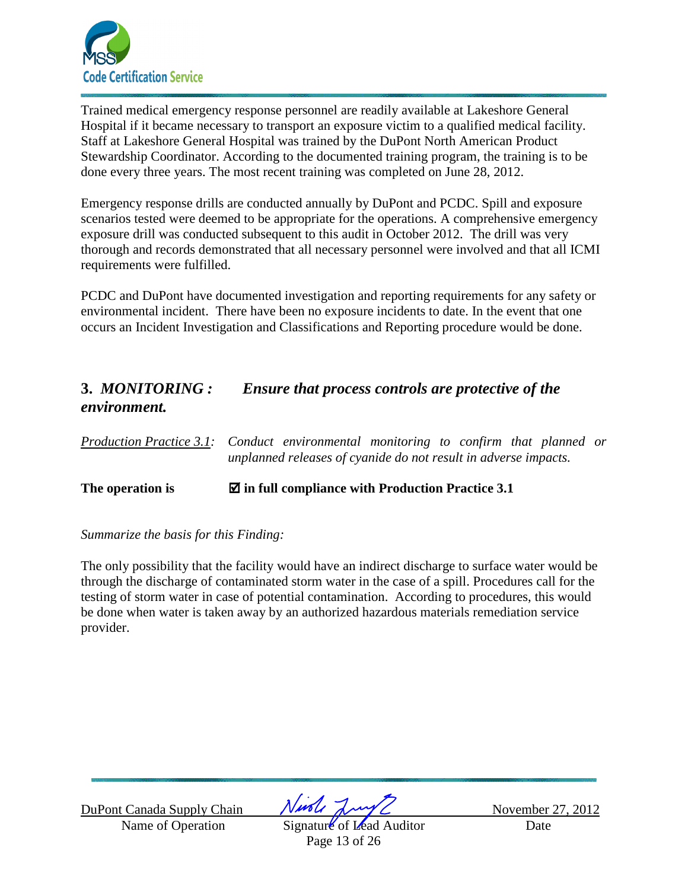Trained medical emergency response personnel are readily available at Lakeshore General Hospital if it became necessary to transport an exposure victim to a qualified medical facility. Staff at Lakeshore General Hospital was trained by the DuPont North American Product Stewardship Coordinator. According to the documented training program, the training is to be done every three years. The most recent training was completed on June 28, 2012.

Emergency response drills are conducted annually by DuPont and PCDC. Spill and exposure scenarios tested were deemed to be appropriate for the operations. A comprehensive emergency exposure drill was conducted subsequent to this audit in October 2012. The drill was very thorough and records demonstrated that all necessary personnel were involved and that all ICMI requirements were fulfilled.

PCDC and DuPont have documented investigation and reporting requirements for any safety or environmental incident. There have been no exposure incidents to date. In the event that one occurs an Incident Investigation and Classifications and Reporting procedure would be done.

## 3. *MONITORING : Ensure that process controls are protective of the environment.*

*Production Practice 3.1: Conduct environmental monitoring to confirm that planned or unplanned releases of cyanide do not result in adverse impacts.*

**The operation is** ☑ **in full compliance with Production Practice 3.1**

*Summarize the basis for this Finding:*

The only possibility that the facility would have an indirect discharge to surface water would be through the discharge of contaminated storm water in the case of a spill. Procedures call for the testing of storm water in case of potential contamination. According to procedures, this would be done when water is taken away by an authorized hazardous materials remediation service provider.

DuPont Canada Supply Chain — Name of Operation | Signature of Lead Auditor | November 27, 2012 — Date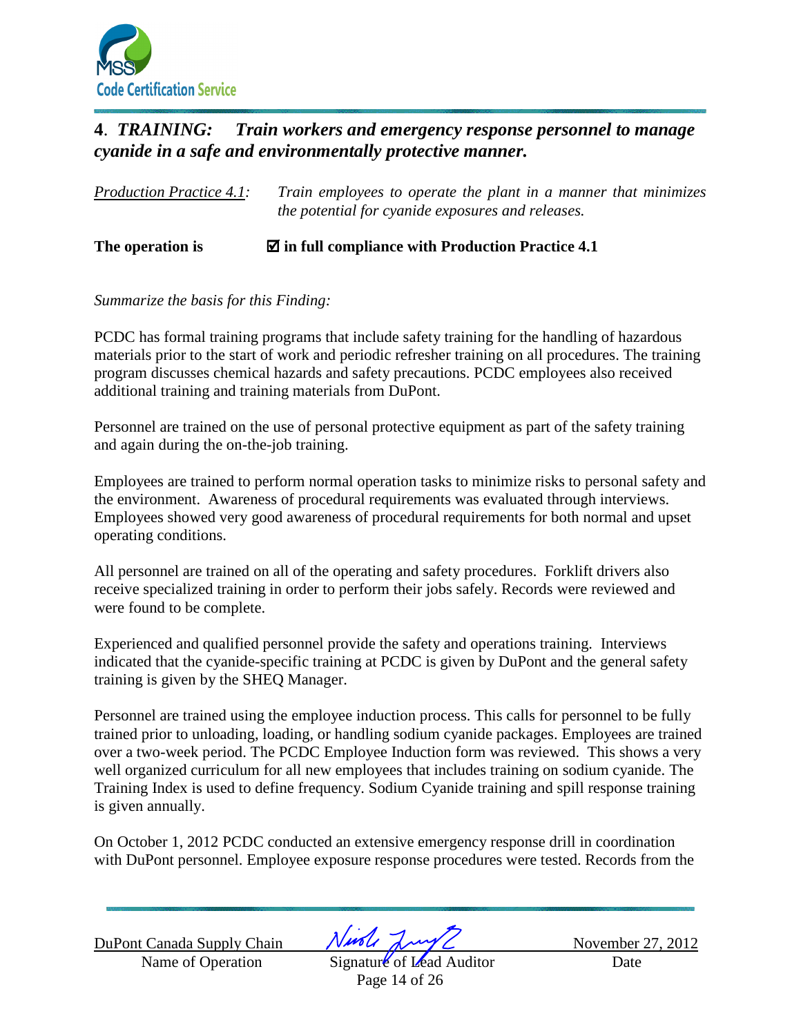## 4. *TRAINING: Train workers and emergency response personnel to manage cyanide in a safe and environmentally protective manner.*

*Production Practice 4.1:* *Train employees to operate the plant in a manner that minimizes the potential for cyanide exposures and releases.*

**The operation is** ☑ **in full compliance with Production Practice 4.1**

*Summarize the basis for this Finding:*

PCDC has formal training programs that include safety training for the handling of hazardous materials prior to the start of work and periodic refresher training on all procedures. The training program discusses chemical hazards and safety precautions. PCDC employees also received additional training and training materials from DuPont.

Personnel are trained on the use of personal protective equipment as part of the safety training and again during the on-the-job training.

Employees are trained to perform normal operation tasks to minimize risks to personal safety and the environment. Awareness of procedural requirements was evaluated through interviews. Employees showed very good awareness of procedural requirements for both normal and upset operating conditions.

All personnel are trained on all of the operating and safety procedures. Forklift drivers also receive specialized training in order to perform their jobs safely. Records were reviewed and were found to be complete.

Experienced and qualified personnel provide the safety and operations training. Interviews indicated that the cyanide-specific training at PCDC is given by DuPont and the general safety training is given by the SHEQ Manager.

Personnel are trained using the employee induction process. This calls for personnel to be fully trained prior to unloading, loading, or handling sodium cyanide packages. Employees are trained over a two-week period. The PCDC Employee Induction form was reviewed. This shows a very well organized curriculum for all new employees that includes training on sodium cyanide. The Training Index is used to define frequency. Sodium Cyanide training and spill response training is given annually.

On October 1, 2012 PCDC conducted an extensive emergency response drill in coordination with DuPont personnel. Employee exposure response procedures were tested. Records from the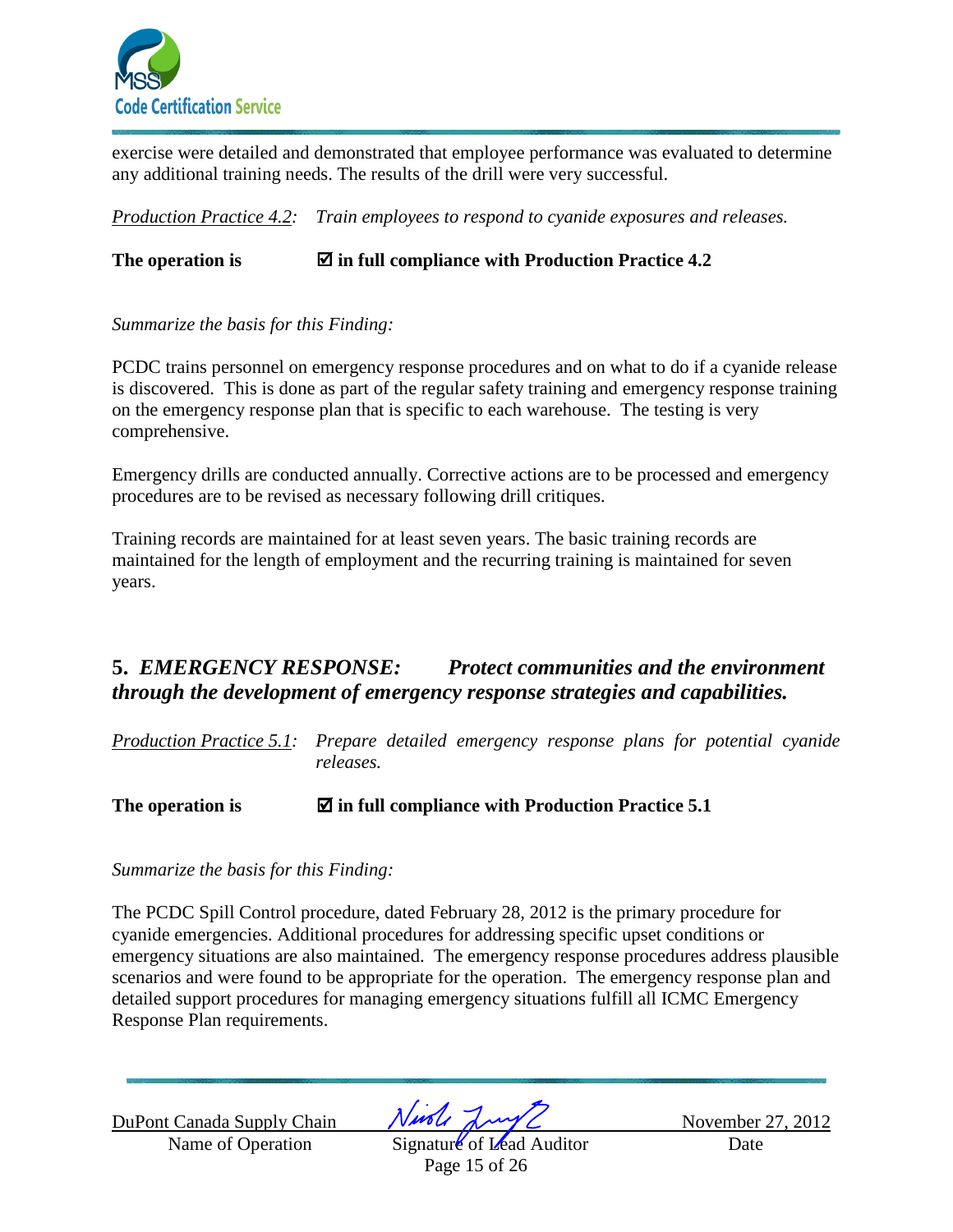exercise were detailed and demonstrated that employee performance was evaluated to determine any additional training needs. The results of the drill were very successful.

*Production Practice 4.2: Train employees to respond to cyanide exposures and releases.*

**The operation is ☑ in full compliance with Production Practice 4.2**

*Summarize the basis for this Finding:*

PCDC trains personnel on emergency response procedures and on what to do if a cyanide release is discovered. This is done as part of the regular safety training and emergency response training on the emergency response plan that is specific to each warehouse. The testing is very comprehensive.

Emergency drills are conducted annually. Corrective actions are to be processed and emergency procedures are to be revised as necessary following drill critiques.

Training records are maintained for at least seven years. The basic training records are maintained for the length of employment and the recurring training is maintained for seven years.

## 5. *EMERGENCY RESPONSE: Protect communities and the environment through the development of emergency response strategies and capabilities.*

*Production Practice 5.1: Prepare detailed emergency response plans for potential cyanide releases.*

**The operation is ☑ in full compliance with Production Practice 5.1**

*Summarize the basis for this Finding:*

The PCDC Spill Control procedure, dated February 28, 2012 is the primary procedure for cyanide emergencies. Additional procedures for addressing specific upset conditions or emergency situations are also maintained. The emergency response procedures address plausible scenarios and were found to be appropriate for the operation. The emergency response plan and detailed support procedures for managing emergency situations fulfill all ICMC Emergency Response Plan requirements.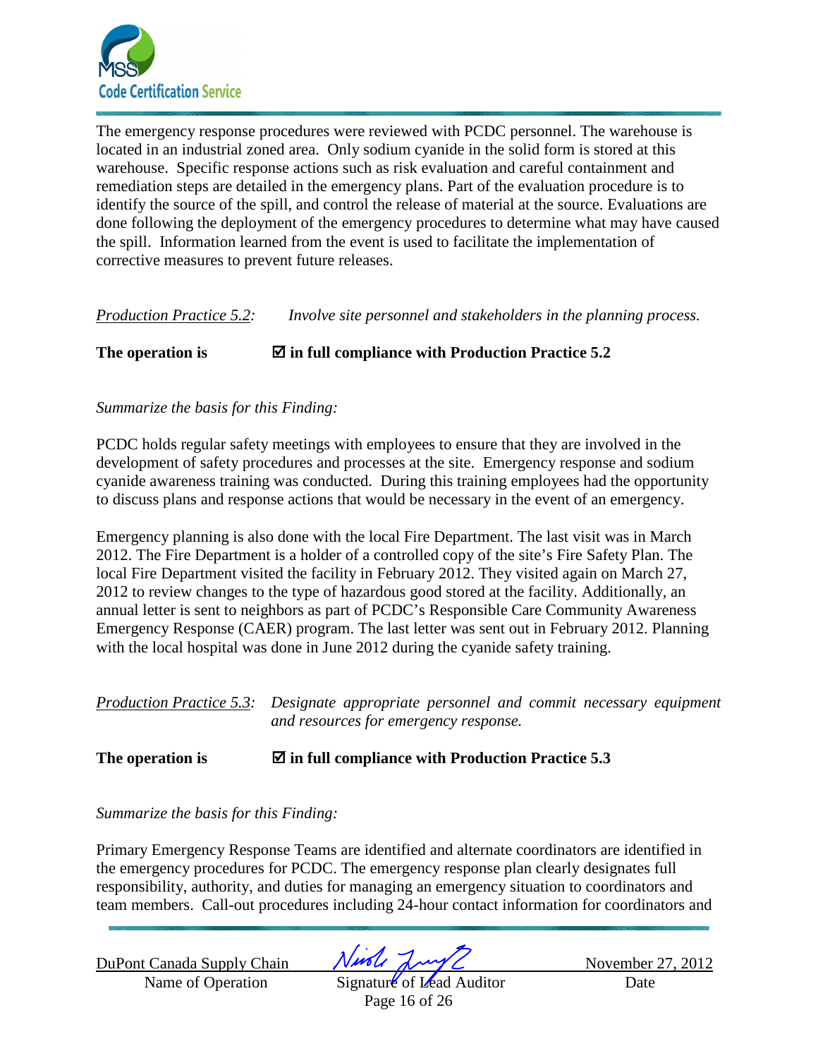The emergency response procedures were reviewed with PCDC personnel. The warehouse is located in an industrial zoned area. Only sodium cyanide in the solid form is stored at this warehouse. Specific response actions such as risk evaluation and careful containment and remediation steps are detailed in the emergency plans. Part of the evaluation procedure is to identify the source of the spill, and control the release of material at the source. Evaluations are done following the deployment of the emergency procedures to determine what may have caused the spill. Information learned from the event is used to facilitate the implementation of corrective measures to prevent future releases.

*Production Practice 5.2:* *Involve site personnel and stakeholders in the planning process.*

**The operation is** ☑ **in full compliance with Production Practice 5.2**

*Summarize the basis for this Finding:*

PCDC holds regular safety meetings with employees to ensure that they are involved in the development of safety procedures and processes at the site. Emergency response and sodium cyanide awareness training was conducted. During this training employees had the opportunity to discuss plans and response actions that would be necessary in the event of an emergency.

Emergency planning is also done with the local Fire Department. The last visit was in March 2012. The Fire Department is a holder of a controlled copy of the site's Fire Safety Plan. The local Fire Department visited the facility in February 2012. They visited again on March 27, 2012 to review changes to the type of hazardous good stored at the facility. Additionally, an annual letter is sent to neighbors as part of PCDC's Responsible Care Community Awareness Emergency Response (CAER) program. The last letter was sent out in February 2012. Planning with the local hospital was done in June 2012 during the cyanide safety training.

*Production Practice 5.3:* *Designate appropriate personnel and commit necessary equipment and resources for emergency response.*

**The operation is** ☑ **in full compliance with Production Practice 5.3**

*Summarize the basis for this Finding:*

Primary Emergency Response Teams are identified and alternate coordinators are identified in the emergency procedures for PCDC. The emergency response plan clearly designates full responsibility, authority, and duties for managing an emergency situation to coordinators and team members. Call-out procedures including 24-hour contact information for coordinators and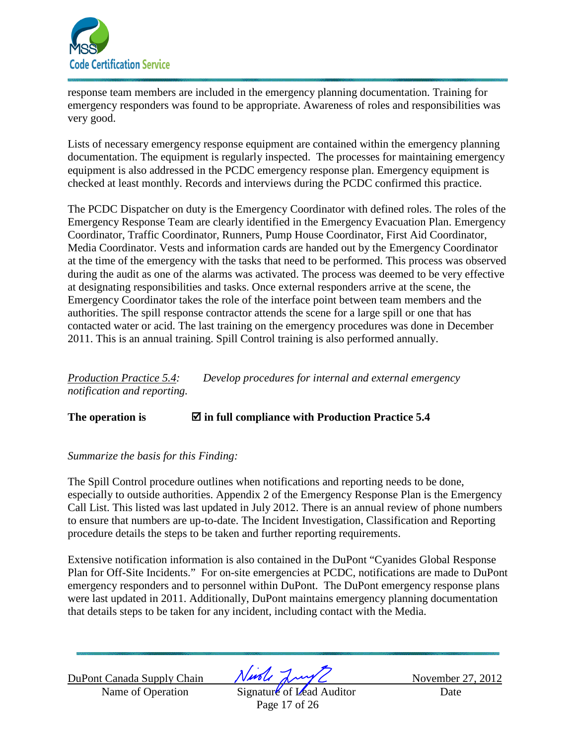response team members are included in the emergency planning documentation. Training for emergency responders was found to be appropriate. Awareness of roles and responsibilities was very good.

Lists of necessary emergency response equipment are contained within the emergency planning documentation. The equipment is regularly inspected. The processes for maintaining emergency equipment is also addressed in the PCDC emergency response plan. Emergency equipment is checked at least monthly. Records and interviews during the PCDC confirmed this practice.

The PCDC Dispatcher on duty is the Emergency Coordinator with defined roles. The roles of the Emergency Response Team are clearly identified in the Emergency Evacuation Plan. Emergency Coordinator, Traffic Coordinator, Runners, Pump House Coordinator, First Aid Coordinator, Media Coordinator. Vests and information cards are handed out by the Emergency Coordinator at the time of the emergency with the tasks that need to be performed. This process was observed during the audit as one of the alarms was activated. The process was deemed to be very effective at designating responsibilities and tasks. Once external responders arrive at the scene, the Emergency Coordinator takes the role of the interface point between team members and the authorities. The spill response contractor attends the scene for a large spill or one that has contacted water or acid. The last training on the emergency procedures was done in December 2011. This is an annual training. Spill Control training is also performed annually.

*<u>Production Practice 5.4</u>: Develop procedures for internal and external emergency notification and reporting.*

**The operation is ☑ in full compliance with Production Practice 5.4**

*Summarize the basis for this Finding:*

The Spill Control procedure outlines when notifications and reporting needs to be done, especially to outside authorities. Appendix 2 of the Emergency Response Plan is the Emergency Call List. This listed was last updated in July 2012. There is an annual review of phone numbers to ensure that numbers are up-to-date. The Incident Investigation, Classification and Reporting procedure details the steps to be taken and further reporting requirements.

Extensive notification information is also contained in the DuPont "Cyanides Global Response Plan for Off-Site Incidents." For on-site emergencies at PCDC, notifications are made to DuPont emergency responders and to personnel within DuPont. The DuPont emergency response plans were last updated in 2011. Additionally, DuPont maintains emergency planning documentation that details steps to be taken for any incident, including contact with the Media.

| DuPont Canada Supply Chain | | November 27, 2012 |
|---|---|---|
| Name of Operation | Signature of Lead Auditor | Date |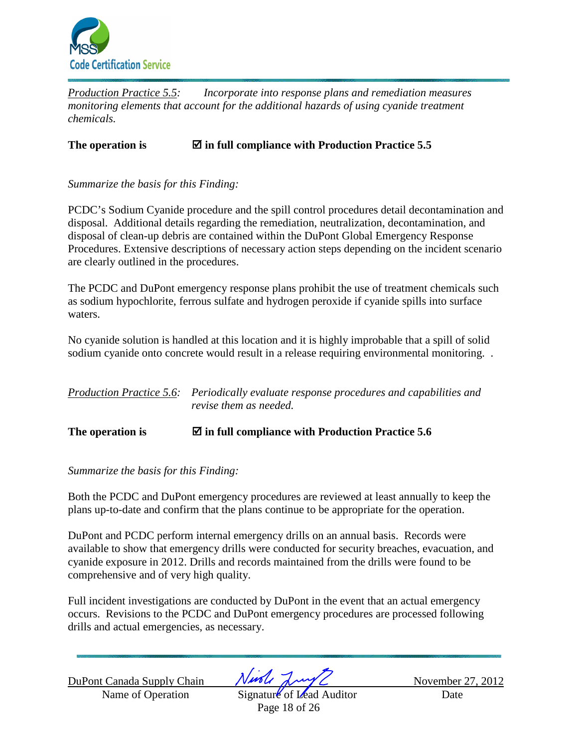*Production Practice 5.5: Incorporate into response plans and remediation measures monitoring elements that account for the additional hazards of using cyanide treatment chemicals.*

**The operation is ☑ in full compliance with Production Practice 5.5**

*Summarize the basis for this Finding:*

PCDC's Sodium Cyanide procedure and the spill control procedures detail decontamination and disposal. Additional details regarding the remediation, neutralization, decontamination, and disposal of clean-up debris are contained within the DuPont Global Emergency Response Procedures. Extensive descriptions of necessary action steps depending on the incident scenario are clearly outlined in the procedures.

The PCDC and DuPont emergency response plans prohibit the use of treatment chemicals such as sodium hypochlorite, ferrous sulfate and hydrogen peroxide if cyanide spills into surface waters.

No cyanide solution is handled at this location and it is highly improbable that a spill of solid sodium cyanide onto concrete would result in a release requiring environmental monitoring. .

*Production Practice 5.6: Periodically evaluate response procedures and capabilities and revise them as needed.*

**The operation is ☑ in full compliance with Production Practice 5.6**

*Summarize the basis for this Finding:*

Both the PCDC and DuPont emergency procedures are reviewed at least annually to keep the plans up-to-date and confirm that the plans continue to be appropriate for the operation.

DuPont and PCDC perform internal emergency drills on an annual basis. Records were available to show that emergency drills were conducted for security breaches, evacuation, and cyanide exposure in 2012. Drills and records maintained from the drills were found to be comprehensive and of very high quality.

Full incident investigations are conducted by DuPont in the event that an actual emergency occurs. Revisions to the PCDC and DuPont emergency procedures are processed following drills and actual emergencies, as necessary.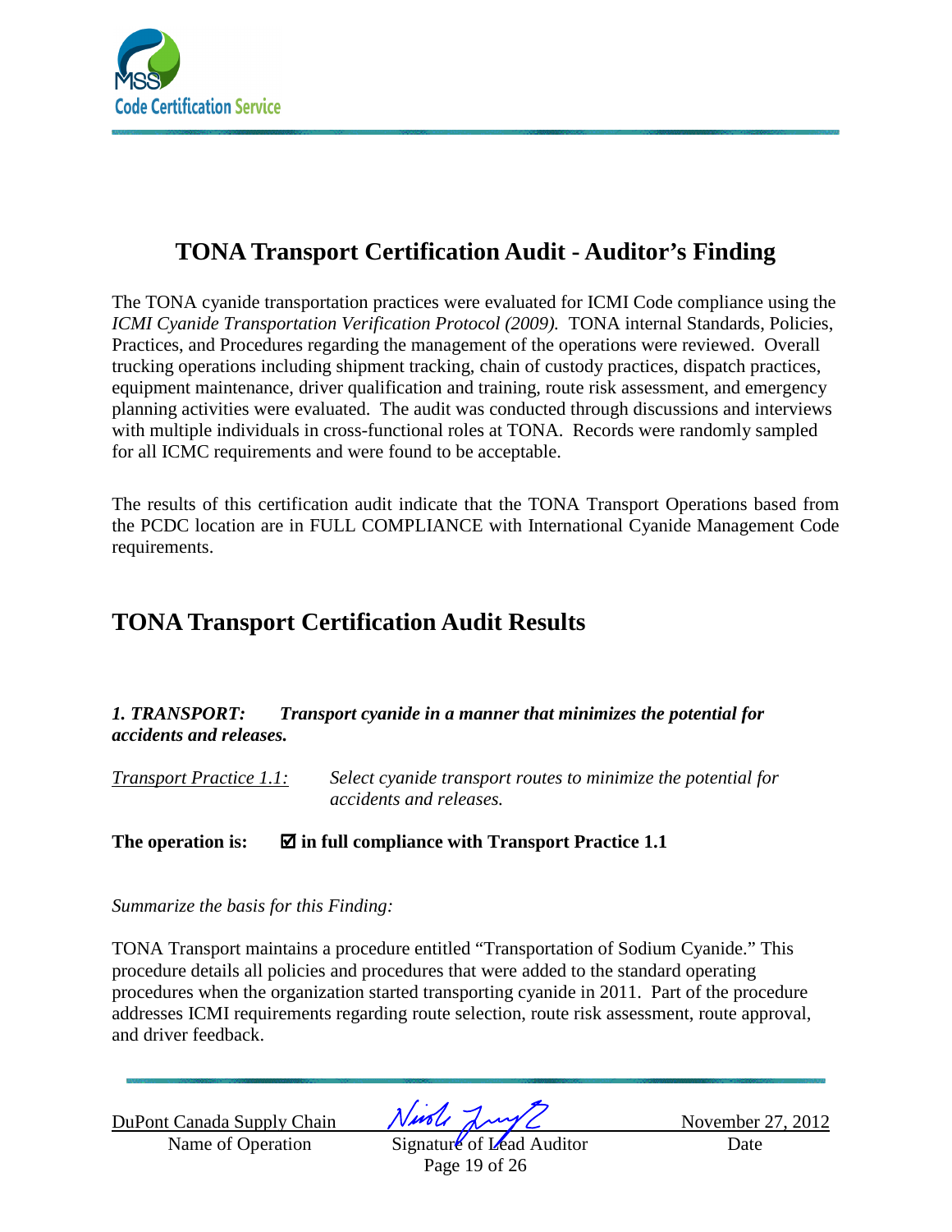# TONA Transport Certification Audit - Auditor's Finding

The TONA cyanide transportation practices were evaluated for ICMI Code compliance using the *ICMI Cyanide Transportation Verification Protocol (2009).* TONA internal Standards, Policies, Practices, and Procedures regarding the management of the operations were reviewed. Overall trucking operations including shipment tracking, chain of custody practices, dispatch practices, equipment maintenance, driver qualification and training, route risk assessment, and emergency planning activities were evaluated. The audit was conducted through discussions and interviews with multiple individuals in cross-functional roles at TONA. Records were randomly sampled for all ICMC requirements and were found to be acceptable.

The results of this certification audit indicate that the TONA Transport Operations based from the PCDC location are in FULL COMPLIANCE with International Cyanide Management Code requirements.

# TONA Transport Certification Audit Results

***1. TRANSPORT: Transport cyanide in a manner that minimizes the potential for accidents and releases.***

*Transport Practice 1.1:* *Select cyanide transport routes to minimize the potential for accidents and releases.*

**The operation is: ☑ in full compliance with Transport Practice 1.1**

*Summarize the basis for this Finding:*

TONA Transport maintains a procedure entitled "Transportation of Sodium Cyanide." This procedure details all policies and procedures that were added to the standard operating procedures when the organization started transporting cyanide in 2011. Part of the procedure addresses ICMI requirements regarding route selection, route risk assessment, route approval, and driver feedback.

| DuPont Canada Supply Chain | [signature] | November 27, 2012 |
|---|---|---|
| Name of Operation | Signature of Lead Auditor | Date |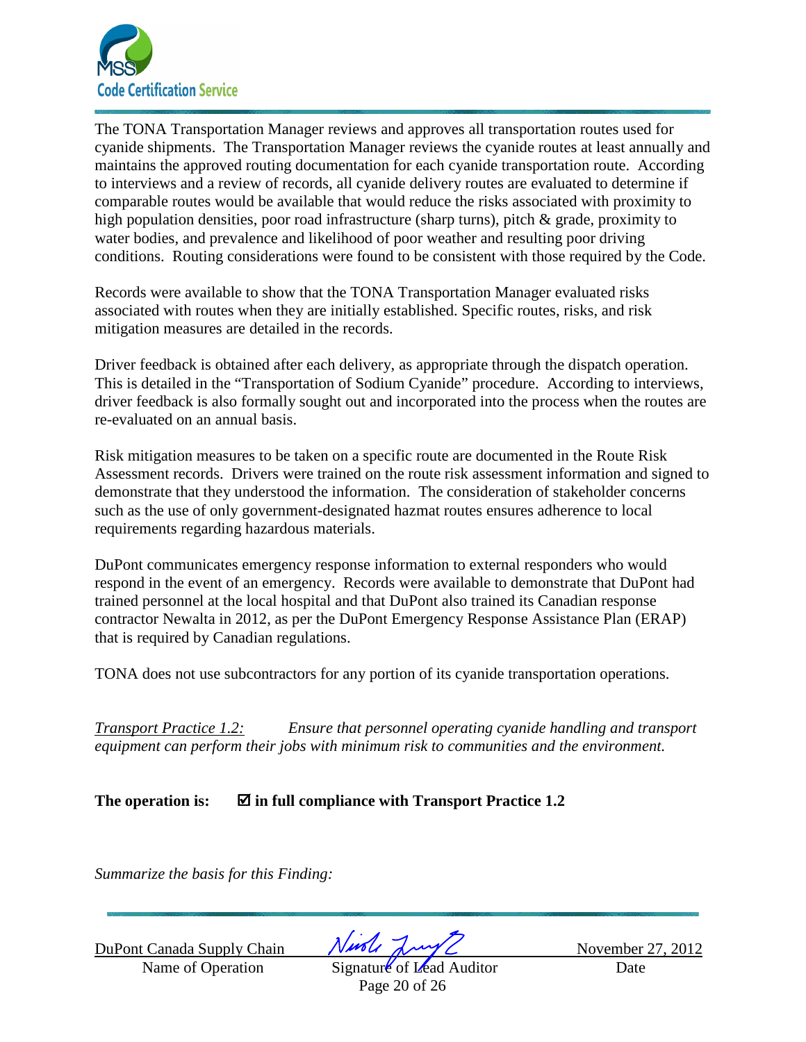The TONA Transportation Manager reviews and approves all transportation routes used for cyanide shipments. The Transportation Manager reviews the cyanide routes at least annually and maintains the approved routing documentation for each cyanide transportation route. According to interviews and a review of records, all cyanide delivery routes are evaluated to determine if comparable routes would be available that would reduce the risks associated with proximity to high population densities, poor road infrastructure (sharp turns), pitch & grade, proximity to water bodies, and prevalence and likelihood of poor weather and resulting poor driving conditions. Routing considerations were found to be consistent with those required by the Code.

Records were available to show that the TONA Transportation Manager evaluated risks associated with routes when they are initially established. Specific routes, risks, and risk mitigation measures are detailed in the records.

Driver feedback is obtained after each delivery, as appropriate through the dispatch operation. This is detailed in the "Transportation of Sodium Cyanide" procedure. According to interviews, driver feedback is also formally sought out and incorporated into the process when the routes are re-evaluated on an annual basis.

Risk mitigation measures to be taken on a specific route are documented in the Route Risk Assessment records. Drivers were trained on the route risk assessment information and signed to demonstrate that they understood the information. The consideration of stakeholder concerns such as the use of only government-designated hazmat routes ensures adherence to local requirements regarding hazardous materials.

DuPont communicates emergency response information to external responders who would respond in the event of an emergency. Records were available to demonstrate that DuPont had trained personnel at the local hospital and that DuPont also trained its Canadian response contractor Newalta in 2012, as per the DuPont Emergency Response Assistance Plan (ERAP) that is required by Canadian regulations.

TONA does not use subcontractors for any portion of its cyanide transportation operations.

*<u>Transport Practice 1.2:</u>* *Ensure that personnel operating cyanide handling and transport equipment can perform their jobs with minimum risk to communities and the environment.*

**The operation is: ☑ in full compliance with Transport Practice 1.2**

*Summarize the basis for this Finding:*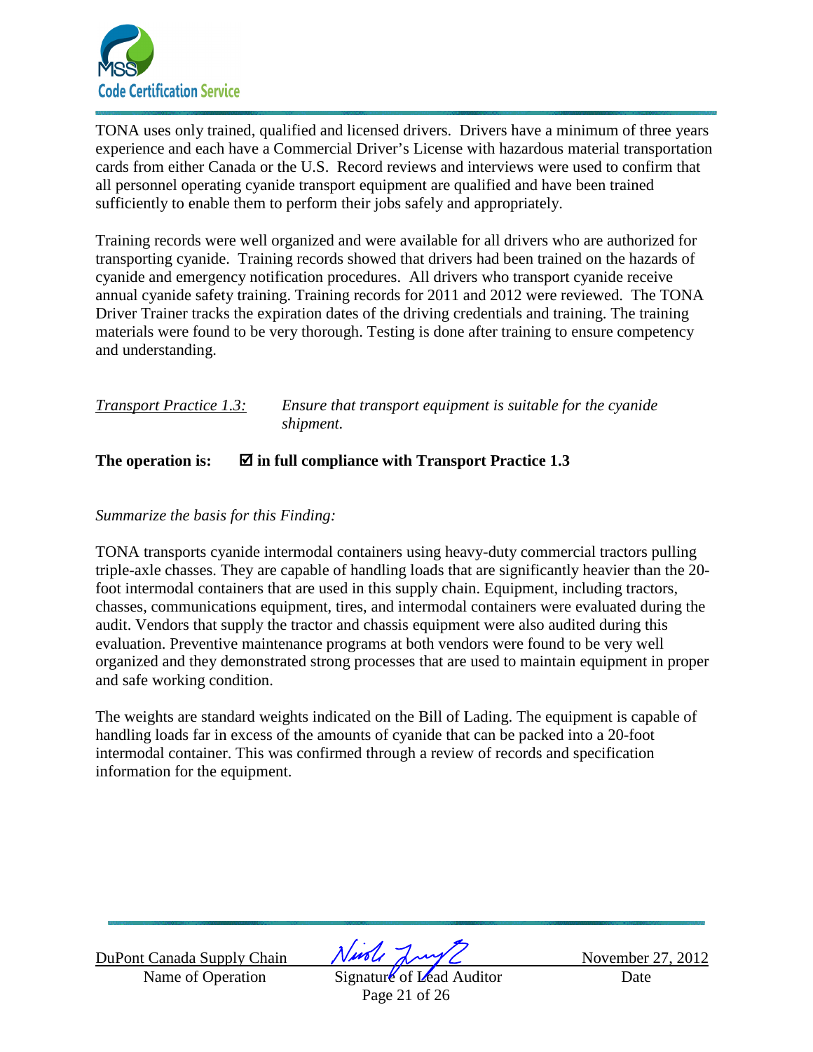TONA uses only trained, qualified and licensed drivers. Drivers have a minimum of three years experience and each have a Commercial Driver's License with hazardous material transportation cards from either Canada or the U.S. Record reviews and interviews were used to confirm that all personnel operating cyanide transport equipment are qualified and have been trained sufficiently to enable them to perform their jobs safely and appropriately.

Training records were well organized and were available for all drivers who are authorized for transporting cyanide. Training records showed that drivers had been trained on the hazards of cyanide and emergency notification procedures. All drivers who transport cyanide receive annual cyanide safety training. Training records for 2011 and 2012 were reviewed. The TONA Driver Trainer tracks the expiration dates of the driving credentials and training. The training materials were found to be very thorough. Testing is done after training to ensure competency and understanding.

*Transport Practice 1.3:* *Ensure that transport equipment is suitable for the cyanide shipment.*

**The operation is: ☑ in full compliance with Transport Practice 1.3**

*Summarize the basis for this Finding:*

TONA transports cyanide intermodal containers using heavy-duty commercial tractors pulling triple-axle chasses. They are capable of handling loads that are significantly heavier than the 20-foot intermodal containers that are used in this supply chain. Equipment, including tractors, chasses, communications equipment, tires, and intermodal containers were evaluated during the audit. Vendors that supply the tractor and chassis equipment were also audited during this evaluation. Preventive maintenance programs at both vendors were found to be very well organized and they demonstrated strong processes that are used to maintain equipment in proper and safe working condition.

The weights are standard weights indicated on the Bill of Lading. The equipment is capable of handling loads far in excess of the amounts of cyanide that can be packed into a 20-foot intermodal container. This was confirmed through a review of records and specification information for the equipment.

DuPont Canada Supply Chain — Name of Operation

Signature of Lead Auditor

November 27, 2012 — Date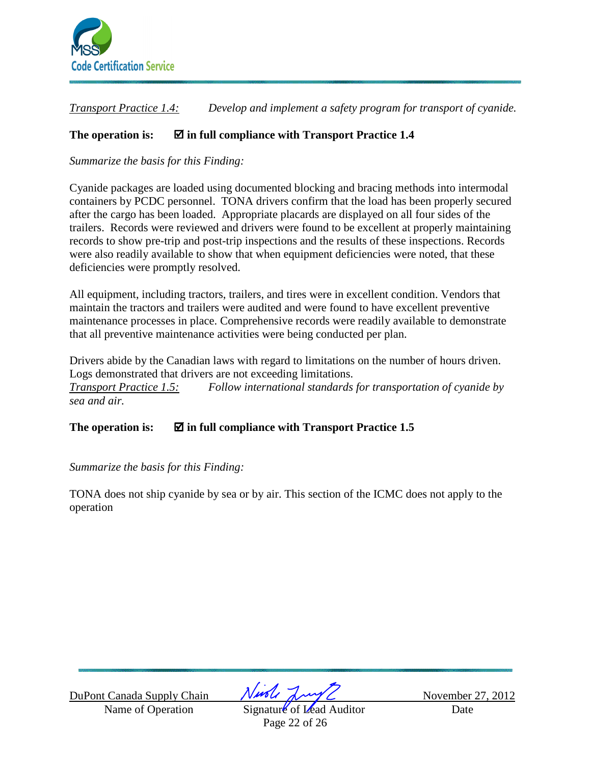*Transport Practice 1.4:* *Develop and implement a safety program for transport of cyanide.*

**The operation is: ☑ in full compliance with Transport Practice 1.4**

*Summarize the basis for this Finding:*

Cyanide packages are loaded using documented blocking and bracing methods into intermodal containers by PCDC personnel. TONA drivers confirm that the load has been properly secured after the cargo has been loaded. Appropriate placards are displayed on all four sides of the trailers. Records were reviewed and drivers were found to be excellent at properly maintaining records to show pre-trip and post-trip inspections and the results of these inspections. Records were also readily available to show that when equipment deficiencies were noted, that these deficiencies were promptly resolved.

All equipment, including tractors, trailers, and tires were in excellent condition. Vendors that maintain the tractors and trailers were audited and were found to have excellent preventive maintenance processes in place. Comprehensive records were readily available to demonstrate that all preventive maintenance activities were being conducted per plan.

Drivers abide by the Canadian laws with regard to limitations on the number of hours driven. Logs demonstrated that drivers are not exceeding limitations.

*Transport Practice 1.5:* *Follow international standards for transportation of cyanide by sea and air.*

**The operation is: ☑ in full compliance with Transport Practice 1.5**

*Summarize the basis for this Finding:*

TONA does not ship cyanide by sea or by air. This section of the ICMC does not apply to the operation

| DuPont Canada Supply Chain | | November 27, 2012 |
|---|---|---|
| Name of Operation | Signature of Lead Auditor | Date |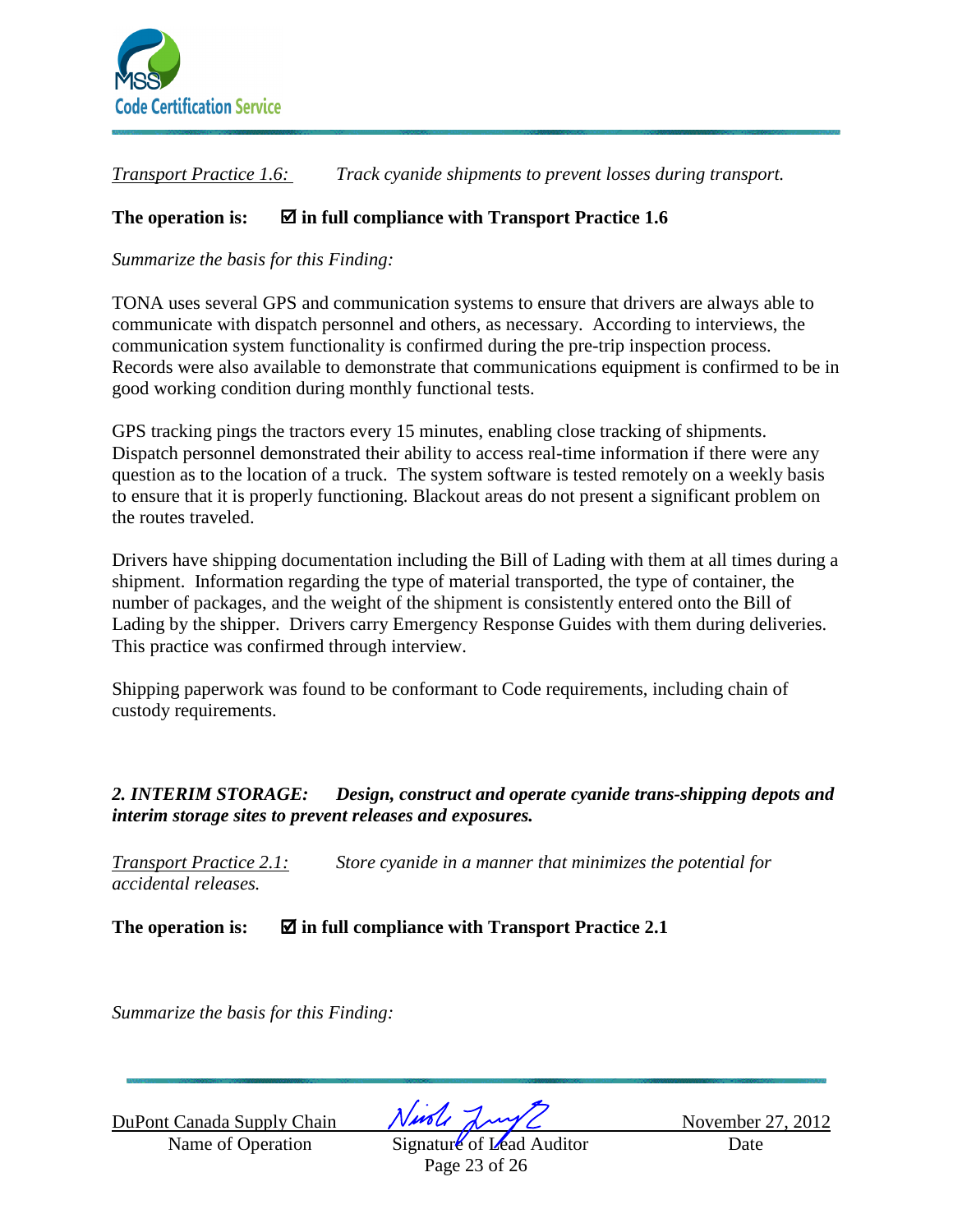*Transport Practice 1.6:* *Track cyanide shipments to prevent losses during transport.*

**The operation is: ☑ in full compliance with Transport Practice 1.6**

*Summarize the basis for this Finding:*

TONA uses several GPS and communication systems to ensure that drivers are always able to communicate with dispatch personnel and others, as necessary. According to interviews, the communication system functionality is confirmed during the pre-trip inspection process. Records were also available to demonstrate that communications equipment is confirmed to be in good working condition during monthly functional tests.

GPS tracking pings the tractors every 15 minutes, enabling close tracking of shipments. Dispatch personnel demonstrated their ability to access real-time information if there were any question as to the location of a truck. The system software is tested remotely on a weekly basis to ensure that it is properly functioning. Blackout areas do not present a significant problem on the routes traveled.

Drivers have shipping documentation including the Bill of Lading with them at all times during a shipment. Information regarding the type of material transported, the type of container, the number of packages, and the weight of the shipment is consistently entered onto the Bill of Lading by the shipper. Drivers carry Emergency Response Guides with them during deliveries. This practice was confirmed through interview.

Shipping paperwork was found to be conformant to Code requirements, including chain of custody requirements.

***2. INTERIM STORAGE: Design, construct and operate cyanide trans-shipping depots and interim storage sites to prevent releases and exposures.***

*Transport Practice 2.1:* *Store cyanide in a manner that minimizes the potential for accidental releases.*

**The operation is: ☑ in full compliance with Transport Practice 2.1**

*Summarize the basis for this Finding:*

DuPont Canada Supply Chain | | November 27, 2012
--- | --- | ---
Name of Operation | Signature of Lead Auditor | Date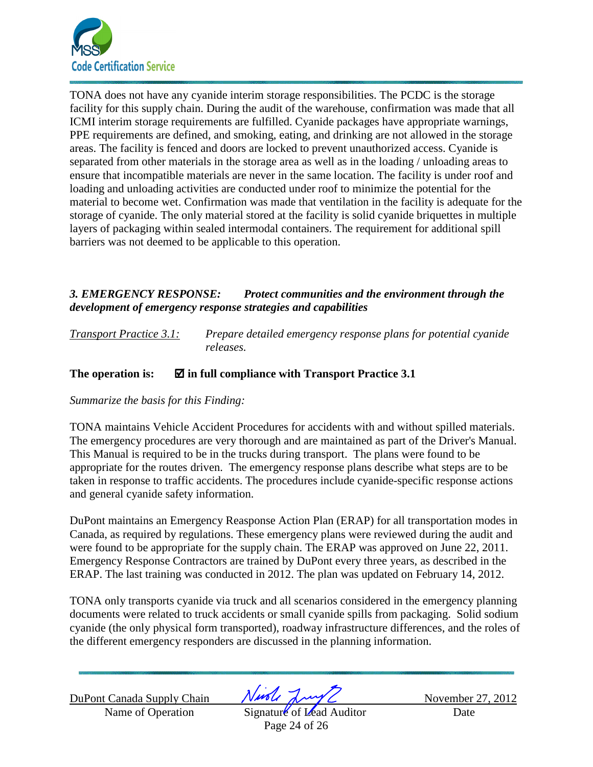TONA does not have any cyanide interim storage responsibilities. The PCDC is the storage facility for this supply chain. During the audit of the warehouse, confirmation was made that all ICMI interim storage requirements are fulfilled. Cyanide packages have appropriate warnings, PPE requirements are defined, and smoking, eating, and drinking are not allowed in the storage areas. The facility is fenced and doors are locked to prevent unauthorized access. Cyanide is separated from other materials in the storage area as well as in the loading / unloading areas to ensure that incompatible materials are never in the same location. The facility is under roof and loading and unloading activities are conducted under roof to minimize the potential for the material to become wet. Confirmation was made that ventilation in the facility is adequate for the storage of cyanide. The only material stored at the facility is solid cyanide briquettes in multiple layers of packaging within sealed intermodal containers. The requirement for additional spill barriers was not deemed to be applicable to this operation.

***3. EMERGENCY RESPONSE: Protect communities and the environment through the development of emergency response strategies and capabilities***

*Transport Practice 3.1:* *Prepare detailed emergency response plans for potential cyanide releases.*

**The operation is: ☑ in full compliance with Transport Practice 3.1**

*Summarize the basis for this Finding:*

TONA maintains Vehicle Accident Procedures for accidents with and without spilled materials. The emergency procedures are very thorough and are maintained as part of the Driver's Manual. This Manual is required to be in the trucks during transport. The plans were found to be appropriate for the routes driven. The emergency response plans describe what steps are to be taken in response to traffic accidents. The procedures include cyanide-specific response actions and general cyanide safety information.

DuPont maintains an Emergency Reasponse Action Plan (ERAP) for all transportation modes in Canada, as required by regulations. These emergency plans were reviewed during the audit and were found to be appropriate for the supply chain. The ERAP was approved on June 22, 2011. Emergency Response Contractors are trained by DuPont every three years, as described in the ERAP. The last training was conducted in 2012. The plan was updated on February 14, 2012.

TONA only transports cyanide via truck and all scenarios considered in the emergency planning documents were related to truck accidents or small cyanide spills from packaging. Solid sodium cyanide (the only physical form transported), roadway infrastructure differences, and the roles of the different emergency responders are discussed in the planning information.

| DuPont Canada Supply Chain | | November 27, 2012 |
|---|---|---|
| Name of Operation | Signature of Lead Auditor | Date |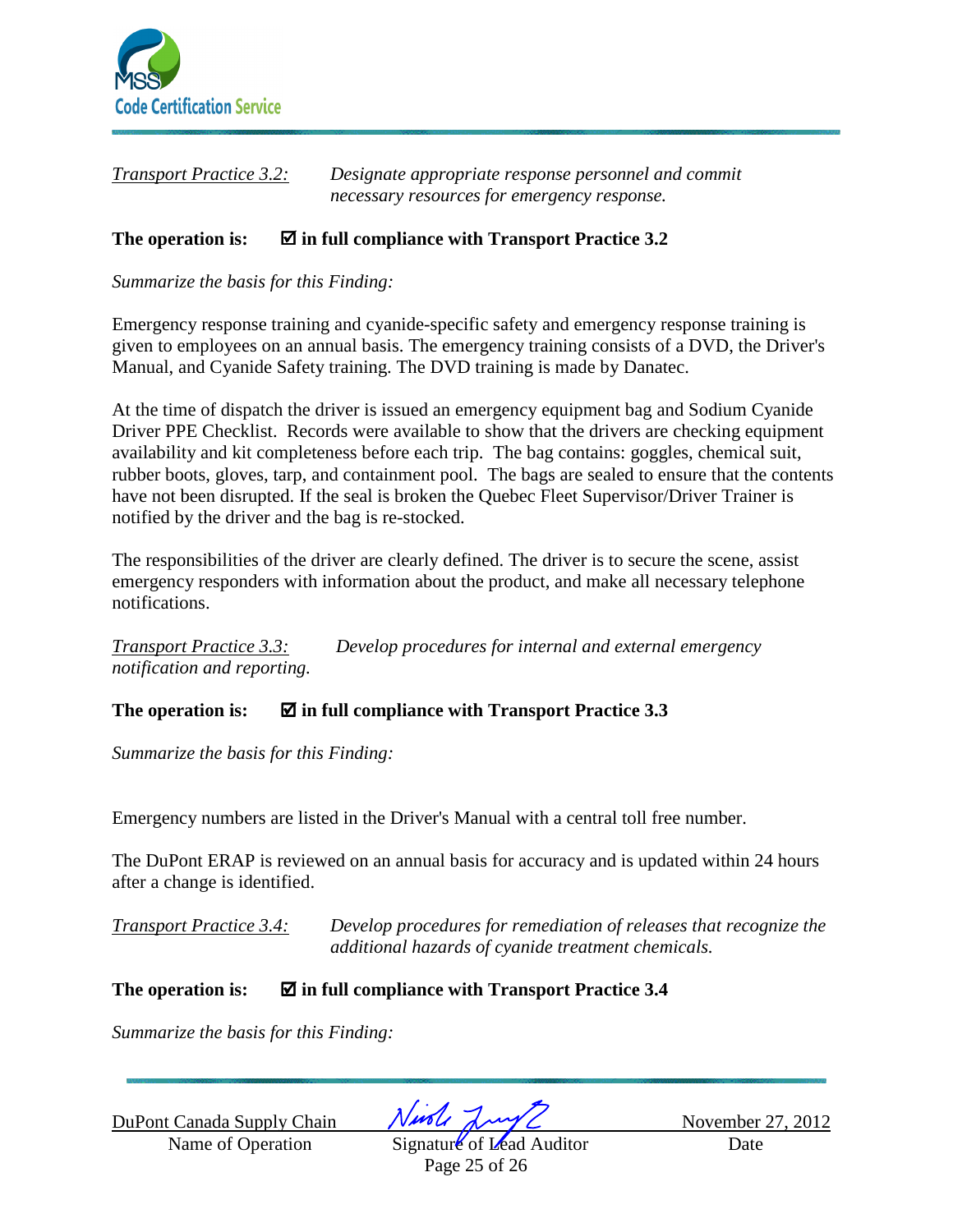*Transport Practice 3.2:* *Designate appropriate response personnel and commit necessary resources for emergency response.*

**The operation is: ☑ in full compliance with Transport Practice 3.2**

*Summarize the basis for this Finding:*

Emergency response training and cyanide-specific safety and emergency response training is given to employees on an annual basis. The emergency training consists of a DVD, the Driver's Manual, and Cyanide Safety training. The DVD training is made by Danatec.

At the time of dispatch the driver is issued an emergency equipment bag and Sodium Cyanide Driver PPE Checklist. Records were available to show that the drivers are checking equipment availability and kit completeness before each trip. The bag contains: goggles, chemical suit, rubber boots, gloves, tarp, and containment pool. The bags are sealed to ensure that the contents have not been disrupted. If the seal is broken the Quebec Fleet Supervisor/Driver Trainer is notified by the driver and the bag is re-stocked.

The responsibilities of the driver are clearly defined. The driver is to secure the scene, assist emergency responders with information about the product, and make all necessary telephone notifications.

*Transport Practice 3.3:* *Develop procedures for internal and external emergency notification and reporting.*

**The operation is: ☑ in full compliance with Transport Practice 3.3**

*Summarize the basis for this Finding:*

Emergency numbers are listed in the Driver's Manual with a central toll free number.

The DuPont ERAP is reviewed on an annual basis for accuracy and is updated within 24 hours after a change is identified.

*Transport Practice 3.4:* *Develop procedures for remediation of releases that recognize the additional hazards of cyanide treatment chemicals.*

**The operation is: ☑ in full compliance with Transport Practice 3.4**

*Summarize the basis for this Finding:*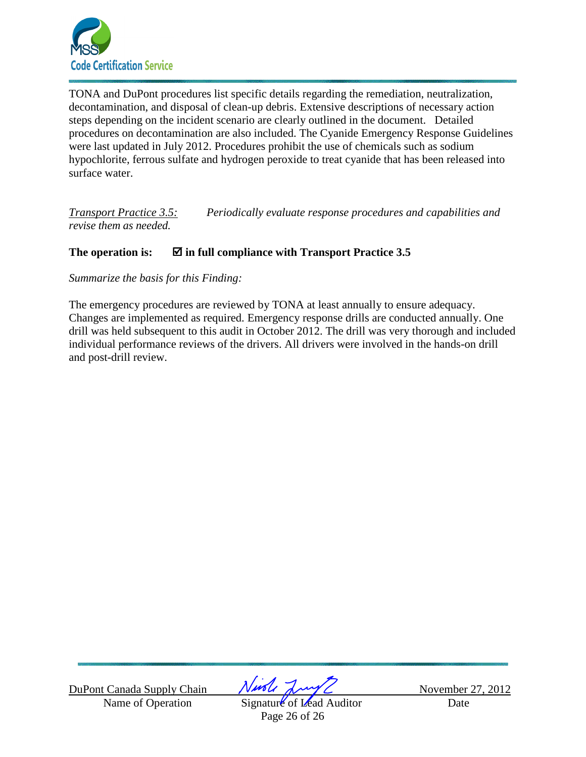TONA and DuPont procedures list specific details regarding the remediation, neutralization, decontamination, and disposal of clean-up debris. Extensive descriptions of necessary action steps depending on the incident scenario are clearly outlined in the document. Detailed procedures on decontamination are also included. The Cyanide Emergency Response Guidelines were last updated in July 2012. Procedures prohibit the use of chemicals such as sodium hypochlorite, ferrous sulfate and hydrogen peroxide to treat cyanide that has been released into surface water.

*Transport Practice 3.5:* *Periodically evaluate response procedures and capabilities and revise them as needed.*

**The operation is: ☑ in full compliance with Transport Practice 3.5**

*Summarize the basis for this Finding:*

The emergency procedures are reviewed by TONA at least annually to ensure adequacy. Changes are implemented as required. Emergency response drills are conducted annually. One drill was held subsequent to this audit in October 2012. The drill was very thorough and included individual performance reviews of the drivers. All drivers were involved in the hands-on drill and post-drill review.

| DuPont Canada Supply Chain | | November 27, 2012 |
|---|---|---|
| Name of Operation | Signature of Lead Auditor | Date |